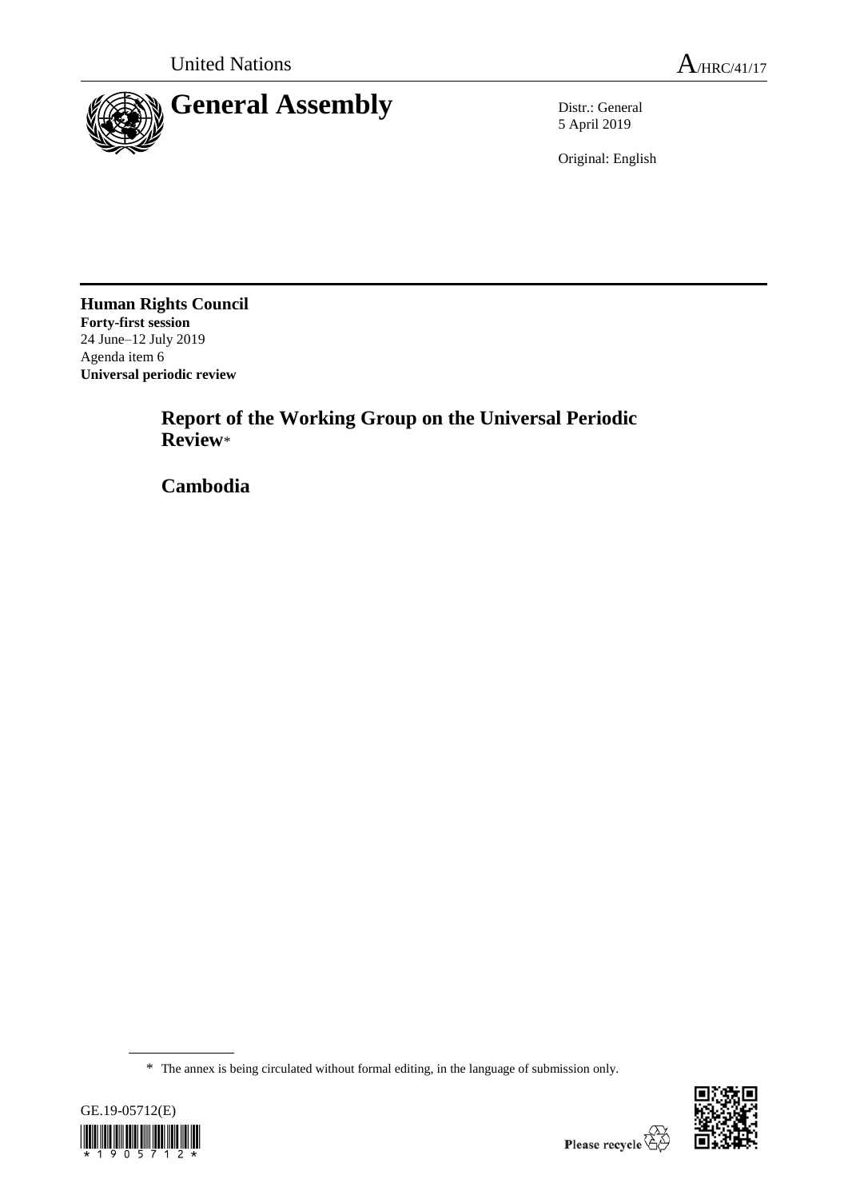United Nations

A/HRC/41/17

# General Assembly

Distr.: General
5 April 2019

Original: English

**Human Rights Council**
**Forty-first session**
24 June–12 July 2019
Agenda item 6
**Universal periodic review**

## Report of the Working Group on the Universal Periodic Review*

## Cambodia

---

\* The annex is being circulated without formal editing, in the language of submission only.

GE.19-05712(E)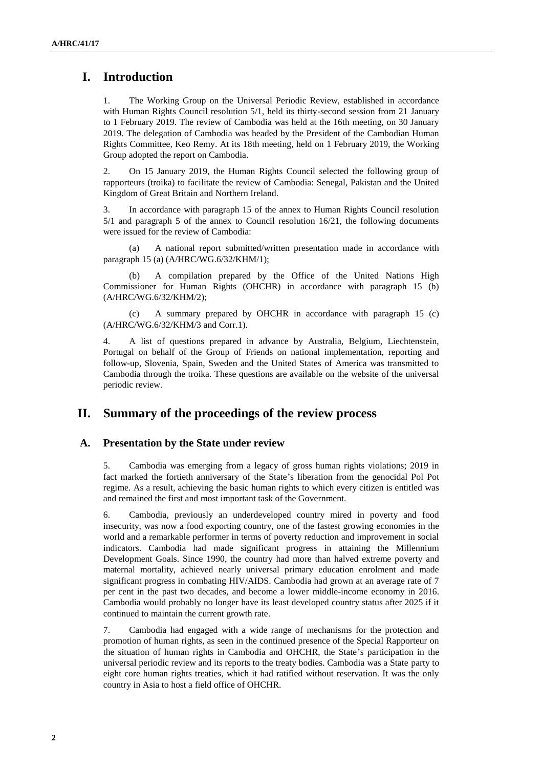# I. Introduction

1. The Working Group on the Universal Periodic Review, established in accordance with Human Rights Council resolution 5/1, held its thirty-second session from 21 January to 1 February 2019. The review of Cambodia was held at the 16th meeting, on 30 January 2019. The delegation of Cambodia was headed by the President of the Cambodian Human Rights Committee, Keo Remy. At its 18th meeting, held on 1 February 2019, the Working Group adopted the report on Cambodia.

2. On 15 January 2019, the Human Rights Council selected the following group of rapporteurs (troika) to facilitate the review of Cambodia: Senegal, Pakistan and the United Kingdom of Great Britain and Northern Ireland.

3. In accordance with paragraph 15 of the annex to Human Rights Council resolution 5/1 and paragraph 5 of the annex to Council resolution 16/21, the following documents were issued for the review of Cambodia:

(a) A national report submitted/written presentation made in accordance with paragraph 15 (a) (A/HRC/WG.6/32/KHM/1);

(b) A compilation prepared by the Office of the United Nations High Commissioner for Human Rights (OHCHR) in accordance with paragraph 15 (b) (A/HRC/WG.6/32/KHM/2);

(c) A summary prepared by OHCHR in accordance with paragraph 15 (c) (A/HRC/WG.6/32/KHM/3 and Corr.1).

4. A list of questions prepared in advance by Australia, Belgium, Liechtenstein, Portugal on behalf of the Group of Friends on national implementation, reporting and follow-up, Slovenia, Spain, Sweden and the United States of America was transmitted to Cambodia through the troika. These questions are available on the website of the universal periodic review.

# II. Summary of the proceedings of the review process

## A. Presentation by the State under review

5. Cambodia was emerging from a legacy of gross human rights violations; 2019 in fact marked the fortieth anniversary of the State's liberation from the genocidal Pol Pot regime. As a result, achieving the basic human rights to which every citizen is entitled was and remained the first and most important task of the Government.

6. Cambodia, previously an underdeveloped country mired in poverty and food insecurity, was now a food exporting country, one of the fastest growing economies in the world and a remarkable performer in terms of poverty reduction and improvement in social indicators. Cambodia had made significant progress in attaining the Millennium Development Goals. Since 1990, the country had more than halved extreme poverty and maternal mortality, achieved nearly universal primary education enrolment and made significant progress in combating HIV/AIDS. Cambodia had grown at an average rate of 7 per cent in the past two decades, and become a lower middle-income economy in 2016. Cambodia would probably no longer have its least developed country status after 2025 if it continued to maintain the current growth rate.

7. Cambodia had engaged with a wide range of mechanisms for the protection and promotion of human rights, as seen in the continued presence of the Special Rapporteur on the situation of human rights in Cambodia and OHCHR, the State's participation in the universal periodic review and its reports to the treaty bodies. Cambodia was a State party to eight core human rights treaties, which it had ratified without reservation. It was the only country in Asia to host a field office of OHCHR.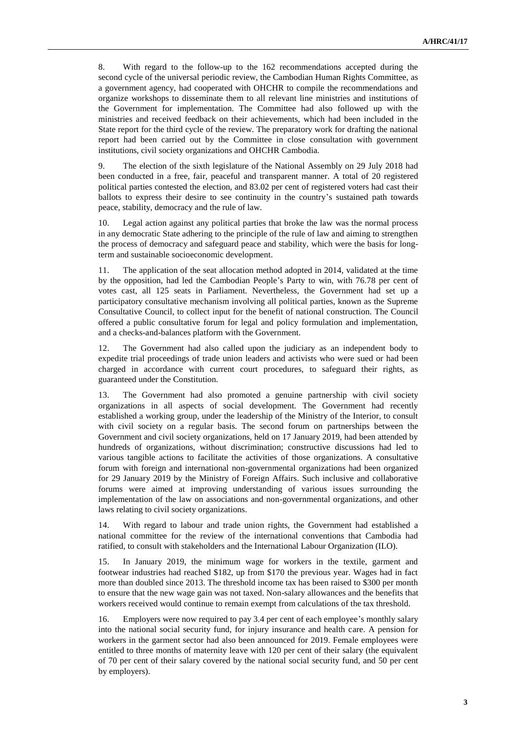8. With regard to the follow-up to the 162 recommendations accepted during the second cycle of the universal periodic review, the Cambodian Human Rights Committee, as a government agency, had cooperated with OHCHR to compile the recommendations and organize workshops to disseminate them to all relevant line ministries and institutions of the Government for implementation. The Committee had also followed up with the ministries and received feedback on their achievements, which had been included in the State report for the third cycle of the review. The preparatory work for drafting the national report had been carried out by the Committee in close consultation with government institutions, civil society organizations and OHCHR Cambodia.

9. The election of the sixth legislature of the National Assembly on 29 July 2018 had been conducted in a free, fair, peaceful and transparent manner. A total of 20 registered political parties contested the election, and 83.02 per cent of registered voters had cast their ballots to express their desire to see continuity in the country's sustained path towards peace, stability, democracy and the rule of law.

10. Legal action against any political parties that broke the law was the normal process in any democratic State adhering to the principle of the rule of law and aiming to strengthen the process of democracy and safeguard peace and stability, which were the basis for long-term and sustainable socioeconomic development.

11. The application of the seat allocation method adopted in 2014, validated at the time by the opposition, had led the Cambodian People's Party to win, with 76.78 per cent of votes cast, all 125 seats in Parliament. Nevertheless, the Government had set up a participatory consultative mechanism involving all political parties, known as the Supreme Consultative Council, to collect input for the benefit of national construction. The Council offered a public consultative forum for legal and policy formulation and implementation, and a checks-and-balances platform with the Government.

12. The Government had also called upon the judiciary as an independent body to expedite trial proceedings of trade union leaders and activists who were sued or had been charged in accordance with current court procedures, to safeguard their rights, as guaranteed under the Constitution.

13. The Government had also promoted a genuine partnership with civil society organizations in all aspects of social development. The Government had recently established a working group, under the leadership of the Ministry of the Interior, to consult with civil society on a regular basis. The second forum on partnerships between the Government and civil society organizations, held on 17 January 2019, had been attended by hundreds of organizations, without discrimination; constructive discussions had led to various tangible actions to facilitate the activities of those organizations. A consultative forum with foreign and international non-governmental organizations had been organized for 29 January 2019 by the Ministry of Foreign Affairs. Such inclusive and collaborative forums were aimed at improving understanding of various issues surrounding the implementation of the law on associations and non-governmental organizations, and other laws relating to civil society organizations.

14. With regard to labour and trade union rights, the Government had established a national committee for the review of the international conventions that Cambodia had ratified, to consult with stakeholders and the International Labour Organization (ILO).

15. In January 2019, the minimum wage for workers in the textile, garment and footwear industries had reached $182, up from $170 the previous year. Wages had in fact more than doubled since 2013. The threshold income tax has been raised to $300 per month to ensure that the new wage gain was not taxed. Non-salary allowances and the benefits that workers received would continue to remain exempt from calculations of the tax threshold.

16. Employers were now required to pay 3.4 per cent of each employee's monthly salary into the national social security fund, for injury insurance and health care. A pension for workers in the garment sector had also been announced for 2019. Female employees were entitled to three months of maternity leave with 120 per cent of their salary (the equivalent of 70 per cent of their salary covered by the national social security fund, and 50 per cent by employers).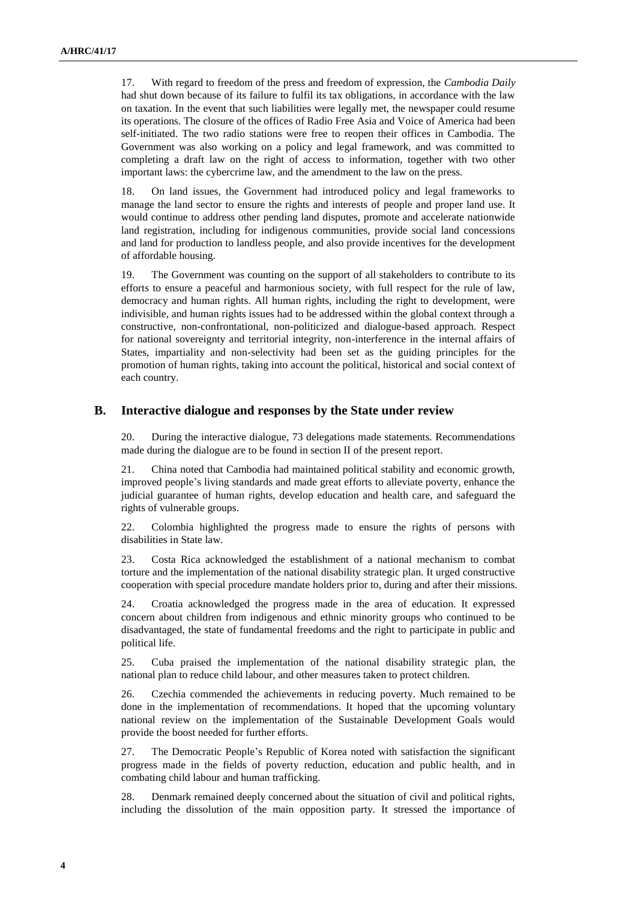17. With regard to freedom of the press and freedom of expression, the *Cambodia Daily* had shut down because of its failure to fulfil its tax obligations, in accordance with the law on taxation. In the event that such liabilities were legally met, the newspaper could resume its operations. The closure of the offices of Radio Free Asia and Voice of America had been self-initiated. The two radio stations were free to reopen their offices in Cambodia. The Government was also working on a policy and legal framework, and was committed to completing a draft law on the right of access to information, together with two other important laws: the cybercrime law, and the amendment to the law on the press.

18. On land issues, the Government had introduced policy and legal frameworks to manage the land sector to ensure the rights and interests of people and proper land use. It would continue to address other pending land disputes, promote and accelerate nationwide land registration, including for indigenous communities, provide social land concessions and land for production to landless people, and also provide incentives for the development of affordable housing.

19. The Government was counting on the support of all stakeholders to contribute to its efforts to ensure a peaceful and harmonious society, with full respect for the rule of law, democracy and human rights. All human rights, including the right to development, were indivisible, and human rights issues had to be addressed within the global context through a constructive, non-confrontational, non-politicized and dialogue-based approach. Respect for national sovereignty and territorial integrity, non-interference in the internal affairs of States, impartiality and non-selectivity had been set as the guiding principles for the promotion of human rights, taking into account the political, historical and social context of each country.

## B. Interactive dialogue and responses by the State under review

20. During the interactive dialogue, 73 delegations made statements. Recommendations made during the dialogue are to be found in section II of the present report.

21. China noted that Cambodia had maintained political stability and economic growth, improved people's living standards and made great efforts to alleviate poverty, enhance the judicial guarantee of human rights, develop education and health care, and safeguard the rights of vulnerable groups.

22. Colombia highlighted the progress made to ensure the rights of persons with disabilities in State law.

23. Costa Rica acknowledged the establishment of a national mechanism to combat torture and the implementation of the national disability strategic plan. It urged constructive cooperation with special procedure mandate holders prior to, during and after their missions.

24. Croatia acknowledged the progress made in the area of education. It expressed concern about children from indigenous and ethnic minority groups who continued to be disadvantaged, the state of fundamental freedoms and the right to participate in public and political life.

25. Cuba praised the implementation of the national disability strategic plan, the national plan to reduce child labour, and other measures taken to protect children.

26. Czechia commended the achievements in reducing poverty. Much remained to be done in the implementation of recommendations. It hoped that the upcoming voluntary national review on the implementation of the Sustainable Development Goals would provide the boost needed for further efforts.

27. The Democratic People's Republic of Korea noted with satisfaction the significant progress made in the fields of poverty reduction, education and public health, and in combating child labour and human trafficking.

28. Denmark remained deeply concerned about the situation of civil and political rights, including the dissolution of the main opposition party. It stressed the importance of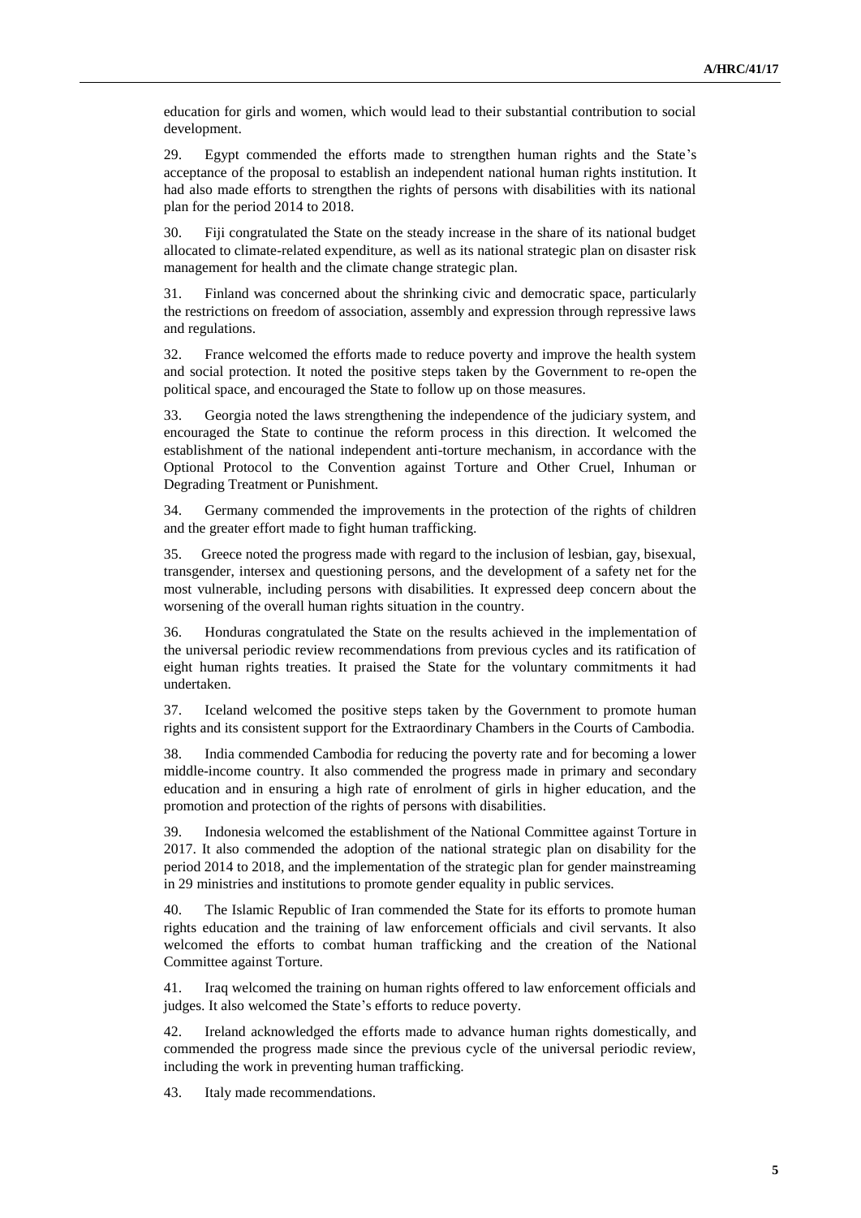education for girls and women, which would lead to their substantial contribution to social development.

29. Egypt commended the efforts made to strengthen human rights and the State's acceptance of the proposal to establish an independent national human rights institution. It had also made efforts to strengthen the rights of persons with disabilities with its national plan for the period 2014 to 2018.

30. Fiji congratulated the State on the steady increase in the share of its national budget allocated to climate-related expenditure, as well as its national strategic plan on disaster risk management for health and the climate change strategic plan.

31. Finland was concerned about the shrinking civic and democratic space, particularly the restrictions on freedom of association, assembly and expression through repressive laws and regulations.

32. France welcomed the efforts made to reduce poverty and improve the health system and social protection. It noted the positive steps taken by the Government to re-open the political space, and encouraged the State to follow up on those measures.

33. Georgia noted the laws strengthening the independence of the judiciary system, and encouraged the State to continue the reform process in this direction. It welcomed the establishment of the national independent anti-torture mechanism, in accordance with the Optional Protocol to the Convention against Torture and Other Cruel, Inhuman or Degrading Treatment or Punishment.

34. Germany commended the improvements in the protection of the rights of children and the greater effort made to fight human trafficking.

35. Greece noted the progress made with regard to the inclusion of lesbian, gay, bisexual, transgender, intersex and questioning persons, and the development of a safety net for the most vulnerable, including persons with disabilities. It expressed deep concern about the worsening of the overall human rights situation in the country.

36. Honduras congratulated the State on the results achieved in the implementation of the universal periodic review recommendations from previous cycles and its ratification of eight human rights treaties. It praised the State for the voluntary commitments it had undertaken.

37. Iceland welcomed the positive steps taken by the Government to promote human rights and its consistent support for the Extraordinary Chambers in the Courts of Cambodia.

38. India commended Cambodia for reducing the poverty rate and for becoming a lower middle-income country. It also commended the progress made in primary and secondary education and in ensuring a high rate of enrolment of girls in higher education, and the promotion and protection of the rights of persons with disabilities.

39. Indonesia welcomed the establishment of the National Committee against Torture in 2017. It also commended the adoption of the national strategic plan on disability for the period 2014 to 2018, and the implementation of the strategic plan for gender mainstreaming in 29 ministries and institutions to promote gender equality in public services.

40. The Islamic Republic of Iran commended the State for its efforts to promote human rights education and the training of law enforcement officials and civil servants. It also welcomed the efforts to combat human trafficking and the creation of the National Committee against Torture.

41. Iraq welcomed the training on human rights offered to law enforcement officials and judges. It also welcomed the State's efforts to reduce poverty.

42. Ireland acknowledged the efforts made to advance human rights domestically, and commended the progress made since the previous cycle of the universal periodic review, including the work in preventing human trafficking.

43. Italy made recommendations.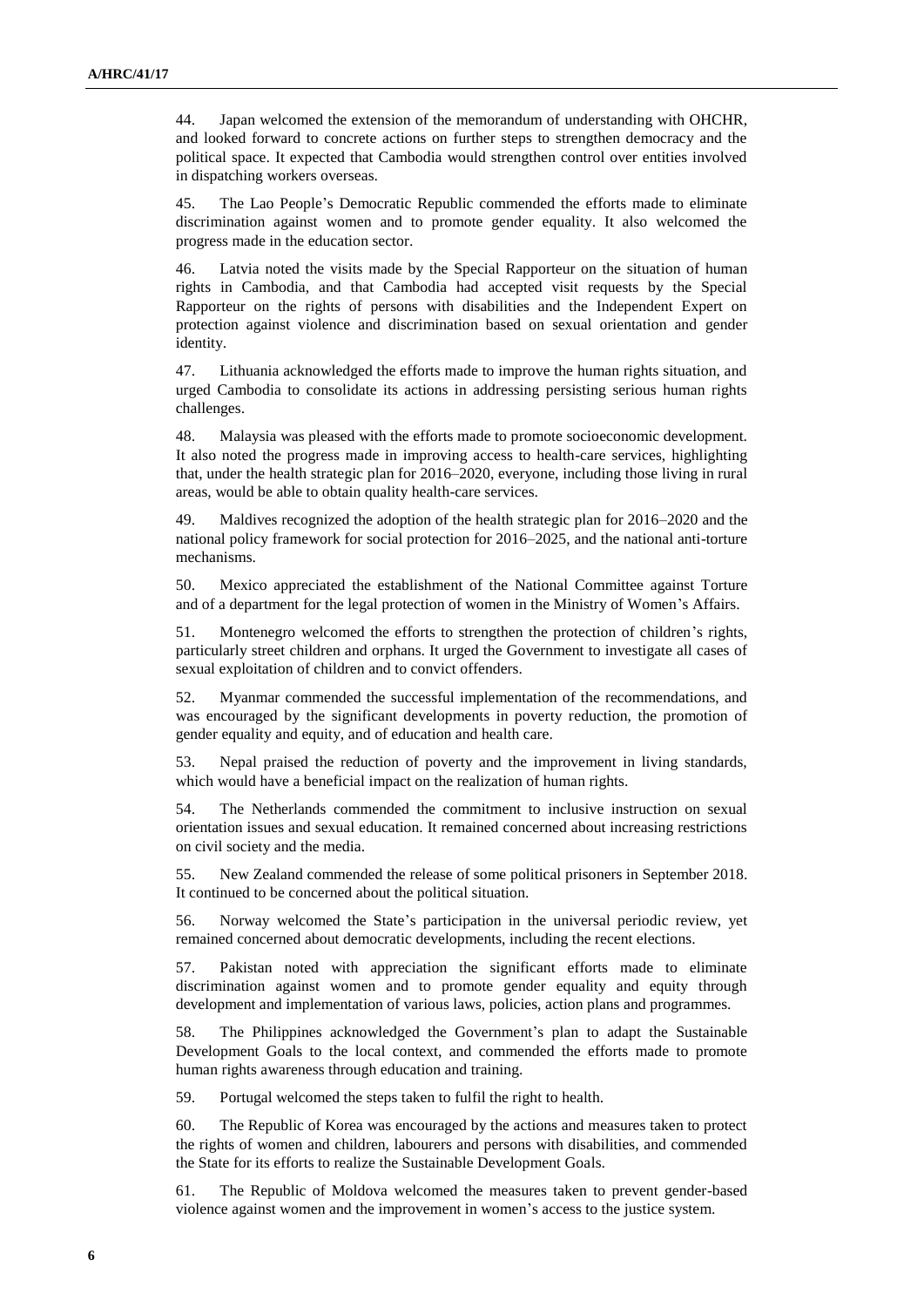44. Japan welcomed the extension of the memorandum of understanding with OHCHR, and looked forward to concrete actions on further steps to strengthen democracy and the political space. It expected that Cambodia would strengthen control over entities involved in dispatching workers overseas.

45. The Lao People's Democratic Republic commended the efforts made to eliminate discrimination against women and to promote gender equality. It also welcomed the progress made in the education sector.

46. Latvia noted the visits made by the Special Rapporteur on the situation of human rights in Cambodia, and that Cambodia had accepted visit requests by the Special Rapporteur on the rights of persons with disabilities and the Independent Expert on protection against violence and discrimination based on sexual orientation and gender identity.

47. Lithuania acknowledged the efforts made to improve the human rights situation, and urged Cambodia to consolidate its actions in addressing persisting serious human rights challenges.

48. Malaysia was pleased with the efforts made to promote socioeconomic development. It also noted the progress made in improving access to health-care services, highlighting that, under the health strategic plan for 2016–2020, everyone, including those living in rural areas, would be able to obtain quality health-care services.

49. Maldives recognized the adoption of the health strategic plan for 2016–2020 and the national policy framework for social protection for 2016–2025, and the national anti-torture mechanisms.

50. Mexico appreciated the establishment of the National Committee against Torture and of a department for the legal protection of women in the Ministry of Women's Affairs.

51. Montenegro welcomed the efforts to strengthen the protection of children's rights, particularly street children and orphans. It urged the Government to investigate all cases of sexual exploitation of children and to convict offenders.

52. Myanmar commended the successful implementation of the recommendations, and was encouraged by the significant developments in poverty reduction, the promotion of gender equality and equity, and of education and health care.

53. Nepal praised the reduction of poverty and the improvement in living standards, which would have a beneficial impact on the realization of human rights.

54. The Netherlands commended the commitment to inclusive instruction on sexual orientation issues and sexual education. It remained concerned about increasing restrictions on civil society and the media.

55. New Zealand commended the release of some political prisoners in September 2018. It continued to be concerned about the political situation.

56. Norway welcomed the State's participation in the universal periodic review, yet remained concerned about democratic developments, including the recent elections.

57. Pakistan noted with appreciation the significant efforts made to eliminate discrimination against women and to promote gender equality and equity through development and implementation of various laws, policies, action plans and programmes.

58. The Philippines acknowledged the Government's plan to adapt the Sustainable Development Goals to the local context, and commended the efforts made to promote human rights awareness through education and training.

59. Portugal welcomed the steps taken to fulfil the right to health.

60. The Republic of Korea was encouraged by the actions and measures taken to protect the rights of women and children, labourers and persons with disabilities, and commended the State for its efforts to realize the Sustainable Development Goals.

61. The Republic of Moldova welcomed the measures taken to prevent gender-based violence against women and the improvement in women's access to the justice system.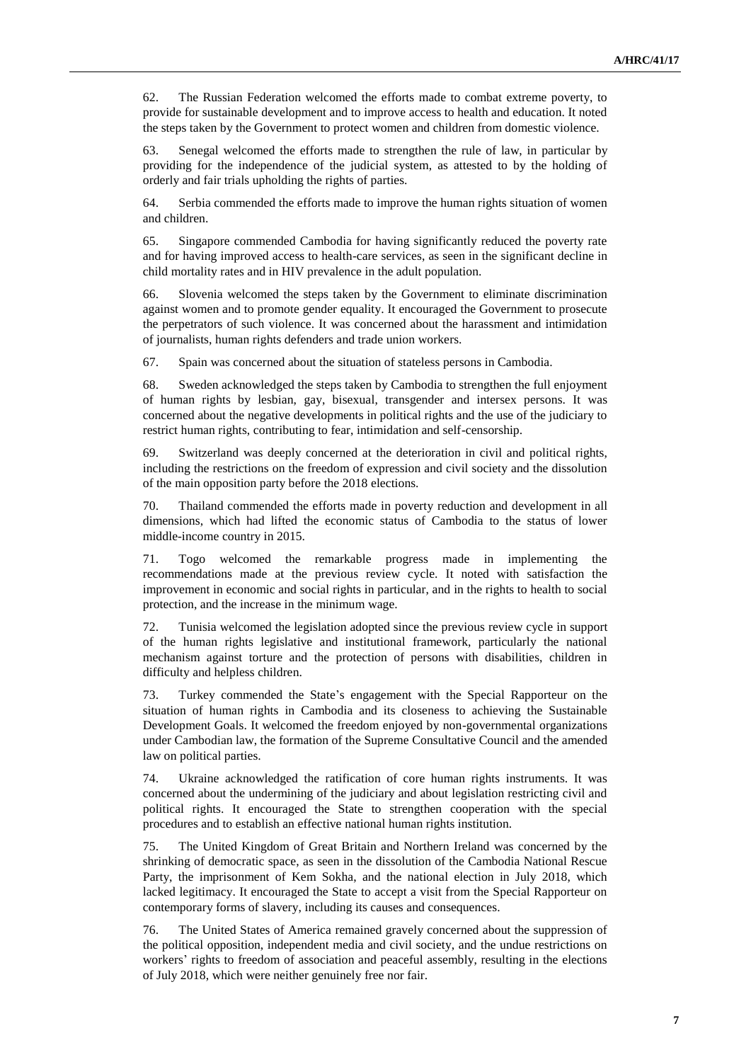62. The Russian Federation welcomed the efforts made to combat extreme poverty, to provide for sustainable development and to improve access to health and education. It noted the steps taken by the Government to protect women and children from domestic violence.

63. Senegal welcomed the efforts made to strengthen the rule of law, in particular by providing for the independence of the judicial system, as attested to by the holding of orderly and fair trials upholding the rights of parties.

64. Serbia commended the efforts made to improve the human rights situation of women and children.

65. Singapore commended Cambodia for having significantly reduced the poverty rate and for having improved access to health-care services, as seen in the significant decline in child mortality rates and in HIV prevalence in the adult population.

66. Slovenia welcomed the steps taken by the Government to eliminate discrimination against women and to promote gender equality. It encouraged the Government to prosecute the perpetrators of such violence. It was concerned about the harassment and intimidation of journalists, human rights defenders and trade union workers.

67. Spain was concerned about the situation of stateless persons in Cambodia.

68. Sweden acknowledged the steps taken by Cambodia to strengthen the full enjoyment of human rights by lesbian, gay, bisexual, transgender and intersex persons. It was concerned about the negative developments in political rights and the use of the judiciary to restrict human rights, contributing to fear, intimidation and self-censorship.

69. Switzerland was deeply concerned at the deterioration in civil and political rights, including the restrictions on the freedom of expression and civil society and the dissolution of the main opposition party before the 2018 elections.

70. Thailand commended the efforts made in poverty reduction and development in all dimensions, which had lifted the economic status of Cambodia to the status of lower middle-income country in 2015.

71. Togo welcomed the remarkable progress made in implementing the recommendations made at the previous review cycle. It noted with satisfaction the improvement in economic and social rights in particular, and in the rights to health to social protection, and the increase in the minimum wage.

72. Tunisia welcomed the legislation adopted since the previous review cycle in support of the human rights legislative and institutional framework, particularly the national mechanism against torture and the protection of persons with disabilities, children in difficulty and helpless children.

73. Turkey commended the State's engagement with the Special Rapporteur on the situation of human rights in Cambodia and its closeness to achieving the Sustainable Development Goals. It welcomed the freedom enjoyed by non-governmental organizations under Cambodian law, the formation of the Supreme Consultative Council and the amended law on political parties.

74. Ukraine acknowledged the ratification of core human rights instruments. It was concerned about the undermining of the judiciary and about legislation restricting civil and political rights. It encouraged the State to strengthen cooperation with the special procedures and to establish an effective national human rights institution.

75. The United Kingdom of Great Britain and Northern Ireland was concerned by the shrinking of democratic space, as seen in the dissolution of the Cambodia National Rescue Party, the imprisonment of Kem Sokha, and the national election in July 2018, which lacked legitimacy. It encouraged the State to accept a visit from the Special Rapporteur on contemporary forms of slavery, including its causes and consequences.

76. The United States of America remained gravely concerned about the suppression of the political opposition, independent media and civil society, and the undue restrictions on workers' rights to freedom of association and peaceful assembly, resulting in the elections of July 2018, which were neither genuinely free nor fair.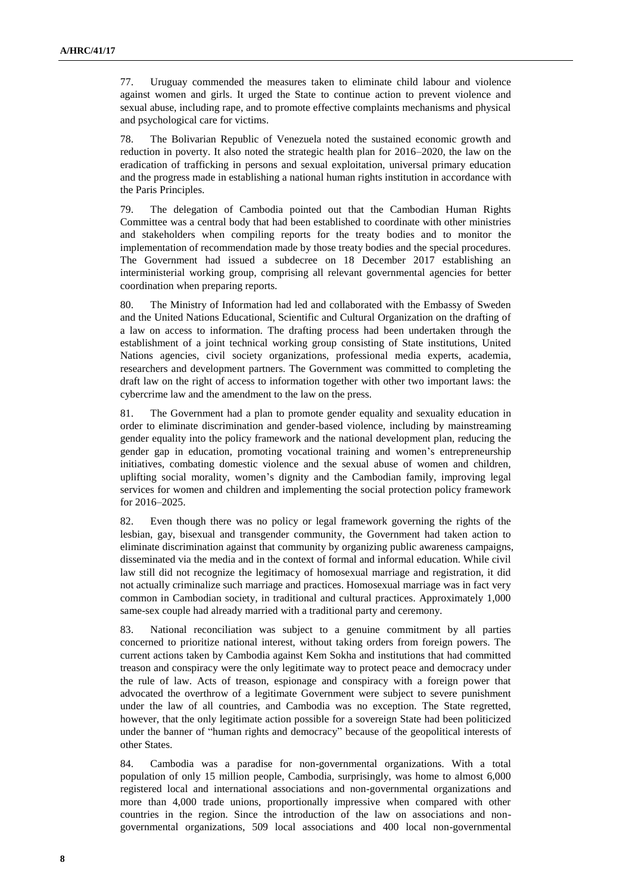77. Uruguay commended the measures taken to eliminate child labour and violence against women and girls. It urged the State to continue action to prevent violence and sexual abuse, including rape, and to promote effective complaints mechanisms and physical and psychological care for victims.

78. The Bolivarian Republic of Venezuela noted the sustained economic growth and reduction in poverty. It also noted the strategic health plan for 2016–2020, the law on the eradication of trafficking in persons and sexual exploitation, universal primary education and the progress made in establishing a national human rights institution in accordance with the Paris Principles.

79. The delegation of Cambodia pointed out that the Cambodian Human Rights Committee was a central body that had been established to coordinate with other ministries and stakeholders when compiling reports for the treaty bodies and to monitor the implementation of recommendation made by those treaty bodies and the special procedures. The Government had issued a subdecree on 18 December 2017 establishing an interministerial working group, comprising all relevant governmental agencies for better coordination when preparing reports.

80. The Ministry of Information had led and collaborated with the Embassy of Sweden and the United Nations Educational, Scientific and Cultural Organization on the drafting of a law on access to information. The drafting process had been undertaken through the establishment of a joint technical working group consisting of State institutions, United Nations agencies, civil society organizations, professional media experts, academia, researchers and development partners. The Government was committed to completing the draft law on the right of access to information together with other two important laws: the cybercrime law and the amendment to the law on the press.

81. The Government had a plan to promote gender equality and sexuality education in order to eliminate discrimination and gender-based violence, including by mainstreaming gender equality into the policy framework and the national development plan, reducing the gender gap in education, promoting vocational training and women's entrepreneurship initiatives, combating domestic violence and the sexual abuse of women and children, uplifting social morality, women's dignity and the Cambodian family, improving legal services for women and children and implementing the social protection policy framework for 2016–2025.

82. Even though there was no policy or legal framework governing the rights of the lesbian, gay, bisexual and transgender community, the Government had taken action to eliminate discrimination against that community by organizing public awareness campaigns, disseminated via the media and in the context of formal and informal education. While civil law still did not recognize the legitimacy of homosexual marriage and registration, it did not actually criminalize such marriage and practices. Homosexual marriage was in fact very common in Cambodian society, in traditional and cultural practices. Approximately 1,000 same-sex couple had already married with a traditional party and ceremony.

83. National reconciliation was subject to a genuine commitment by all parties concerned to prioritize national interest, without taking orders from foreign powers. The current actions taken by Cambodia against Kem Sokha and institutions that had committed treason and conspiracy were the only legitimate way to protect peace and democracy under the rule of law. Acts of treason, espionage and conspiracy with a foreign power that advocated the overthrow of a legitimate Government were subject to severe punishment under the law of all countries, and Cambodia was no exception. The State regretted, however, that the only legitimate action possible for a sovereign State had been politicized under the banner of "human rights and democracy" because of the geopolitical interests of other States.

84. Cambodia was a paradise for non-governmental organizations. With a total population of only 15 million people, Cambodia, surprisingly, was home to almost 6,000 registered local and international associations and non-governmental organizations and more than 4,000 trade unions, proportionally impressive when compared with other countries in the region. Since the introduction of the law on associations and non-governmental organizations, 509 local associations and 400 local non-governmental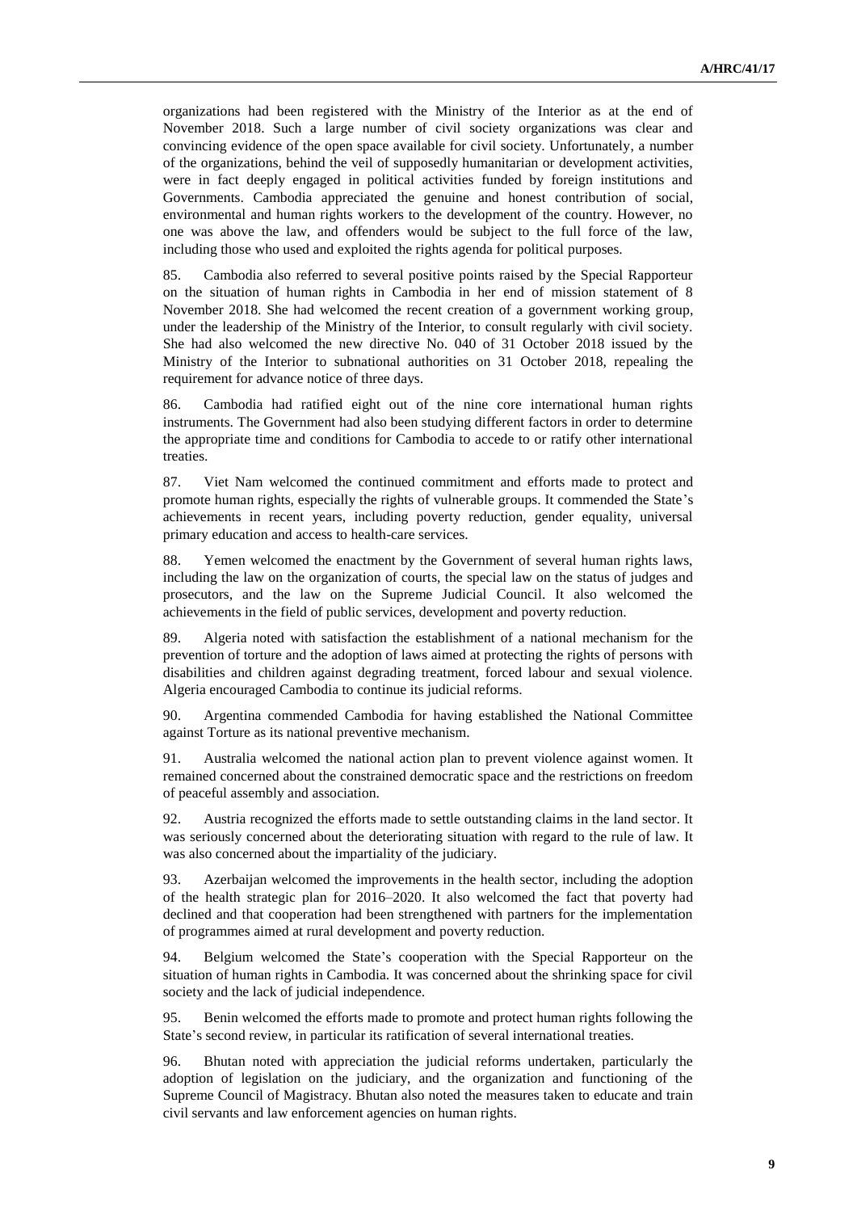organizations had been registered with the Ministry of the Interior as at the end of November 2018. Such a large number of civil society organizations was clear and convincing evidence of the open space available for civil society. Unfortunately, a number of the organizations, behind the veil of supposedly humanitarian or development activities, were in fact deeply engaged in political activities funded by foreign institutions and Governments. Cambodia appreciated the genuine and honest contribution of social, environmental and human rights workers to the development of the country. However, no one was above the law, and offenders would be subject to the full force of the law, including those who used and exploited the rights agenda for political purposes.

85. Cambodia also referred to several positive points raised by the Special Rapporteur on the situation of human rights in Cambodia in her end of mission statement of 8 November 2018. She had welcomed the recent creation of a government working group, under the leadership of the Ministry of the Interior, to consult regularly with civil society. She had also welcomed the new directive No. 040 of 31 October 2018 issued by the Ministry of the Interior to subnational authorities on 31 October 2018, repealing the requirement for advance notice of three days.

86. Cambodia had ratified eight out of the nine core international human rights instruments. The Government had also been studying different factors in order to determine the appropriate time and conditions for Cambodia to accede to or ratify other international treaties.

87. Viet Nam welcomed the continued commitment and efforts made to protect and promote human rights, especially the rights of vulnerable groups. It commended the State's achievements in recent years, including poverty reduction, gender equality, universal primary education and access to health-care services.

88. Yemen welcomed the enactment by the Government of several human rights laws, including the law on the organization of courts, the special law on the status of judges and prosecutors, and the law on the Supreme Judicial Council. It also welcomed the achievements in the field of public services, development and poverty reduction.

89. Algeria noted with satisfaction the establishment of a national mechanism for the prevention of torture and the adoption of laws aimed at protecting the rights of persons with disabilities and children against degrading treatment, forced labour and sexual violence. Algeria encouraged Cambodia to continue its judicial reforms.

90. Argentina commended Cambodia for having established the National Committee against Torture as its national preventive mechanism.

91. Australia welcomed the national action plan to prevent violence against women. It remained concerned about the constrained democratic space and the restrictions on freedom of peaceful assembly and association.

92. Austria recognized the efforts made to settle outstanding claims in the land sector. It was seriously concerned about the deteriorating situation with regard to the rule of law. It was also concerned about the impartiality of the judiciary.

93. Azerbaijan welcomed the improvements in the health sector, including the adoption of the health strategic plan for 2016–2020. It also welcomed the fact that poverty had declined and that cooperation had been strengthened with partners for the implementation of programmes aimed at rural development and poverty reduction.

94. Belgium welcomed the State's cooperation with the Special Rapporteur on the situation of human rights in Cambodia. It was concerned about the shrinking space for civil society and the lack of judicial independence.

95. Benin welcomed the efforts made to promote and protect human rights following the State's second review, in particular its ratification of several international treaties.

96. Bhutan noted with appreciation the judicial reforms undertaken, particularly the adoption of legislation on the judiciary, and the organization and functioning of the Supreme Council of Magistracy. Bhutan also noted the measures taken to educate and train civil servants and law enforcement agencies on human rights.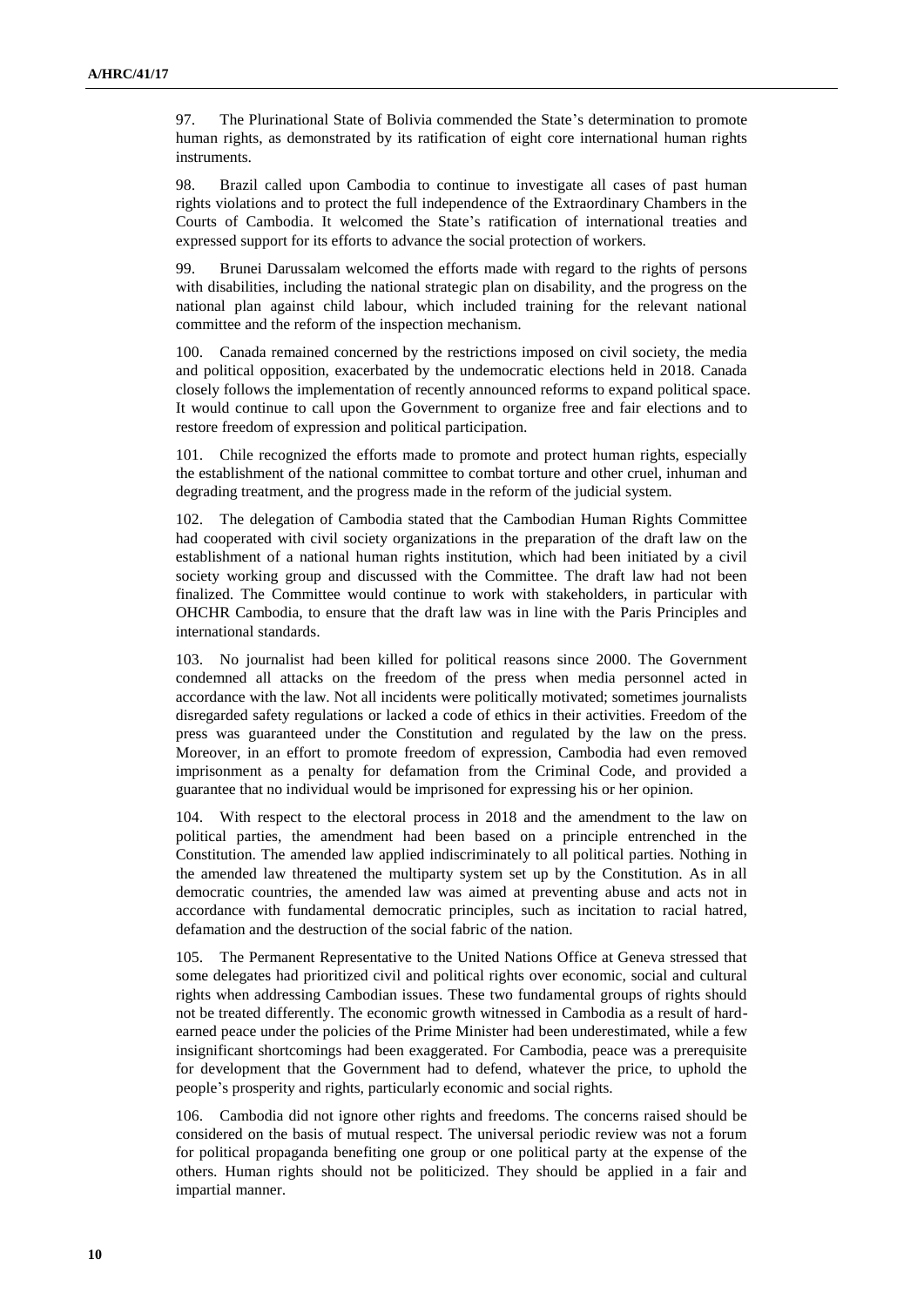97. The Plurinational State of Bolivia commended the State's determination to promote human rights, as demonstrated by its ratification of eight core international human rights instruments.

98. Brazil called upon Cambodia to continue to investigate all cases of past human rights violations and to protect the full independence of the Extraordinary Chambers in the Courts of Cambodia. It welcomed the State's ratification of international treaties and expressed support for its efforts to advance the social protection of workers.

99. Brunei Darussalam welcomed the efforts made with regard to the rights of persons with disabilities, including the national strategic plan on disability, and the progress on the national plan against child labour, which included training for the relevant national committee and the reform of the inspection mechanism.

100. Canada remained concerned by the restrictions imposed on civil society, the media and political opposition, exacerbated by the undemocratic elections held in 2018. Canada closely follows the implementation of recently announced reforms to expand political space. It would continue to call upon the Government to organize free and fair elections and to restore freedom of expression and political participation.

101. Chile recognized the efforts made to promote and protect human rights, especially the establishment of the national committee to combat torture and other cruel, inhuman and degrading treatment, and the progress made in the reform of the judicial system.

102. The delegation of Cambodia stated that the Cambodian Human Rights Committee had cooperated with civil society organizations in the preparation of the draft law on the establishment of a national human rights institution, which had been initiated by a civil society working group and discussed with the Committee. The draft law had not been finalized. The Committee would continue to work with stakeholders, in particular with OHCHR Cambodia, to ensure that the draft law was in line with the Paris Principles and international standards.

103. No journalist had been killed for political reasons since 2000. The Government condemned all attacks on the freedom of the press when media personnel acted in accordance with the law. Not all incidents were politically motivated; sometimes journalists disregarded safety regulations or lacked a code of ethics in their activities. Freedom of the press was guaranteed under the Constitution and regulated by the law on the press. Moreover, in an effort to promote freedom of expression, Cambodia had even removed imprisonment as a penalty for defamation from the Criminal Code, and provided a guarantee that no individual would be imprisoned for expressing his or her opinion.

104. With respect to the electoral process in 2018 and the amendment to the law on political parties, the amendment had been based on a principle entrenched in the Constitution. The amended law applied indiscriminately to all political parties. Nothing in the amended law threatened the multiparty system set up by the Constitution. As in all democratic countries, the amended law was aimed at preventing abuse and acts not in accordance with fundamental democratic principles, such as incitation to racial hatred, defamation and the destruction of the social fabric of the nation.

105. The Permanent Representative to the United Nations Office at Geneva stressed that some delegates had prioritized civil and political rights over economic, social and cultural rights when addressing Cambodian issues. These two fundamental groups of rights should not be treated differently. The economic growth witnessed in Cambodia as a result of hard-earned peace under the policies of the Prime Minister had been underestimated, while a few insignificant shortcomings had been exaggerated. For Cambodia, peace was a prerequisite for development that the Government had to defend, whatever the price, to uphold the people's prosperity and rights, particularly economic and social rights.

106. Cambodia did not ignore other rights and freedoms. The concerns raised should be considered on the basis of mutual respect. The universal periodic review was not a forum for political propaganda benefiting one group or one political party at the expense of the others. Human rights should not be politicized. They should be applied in a fair and impartial manner.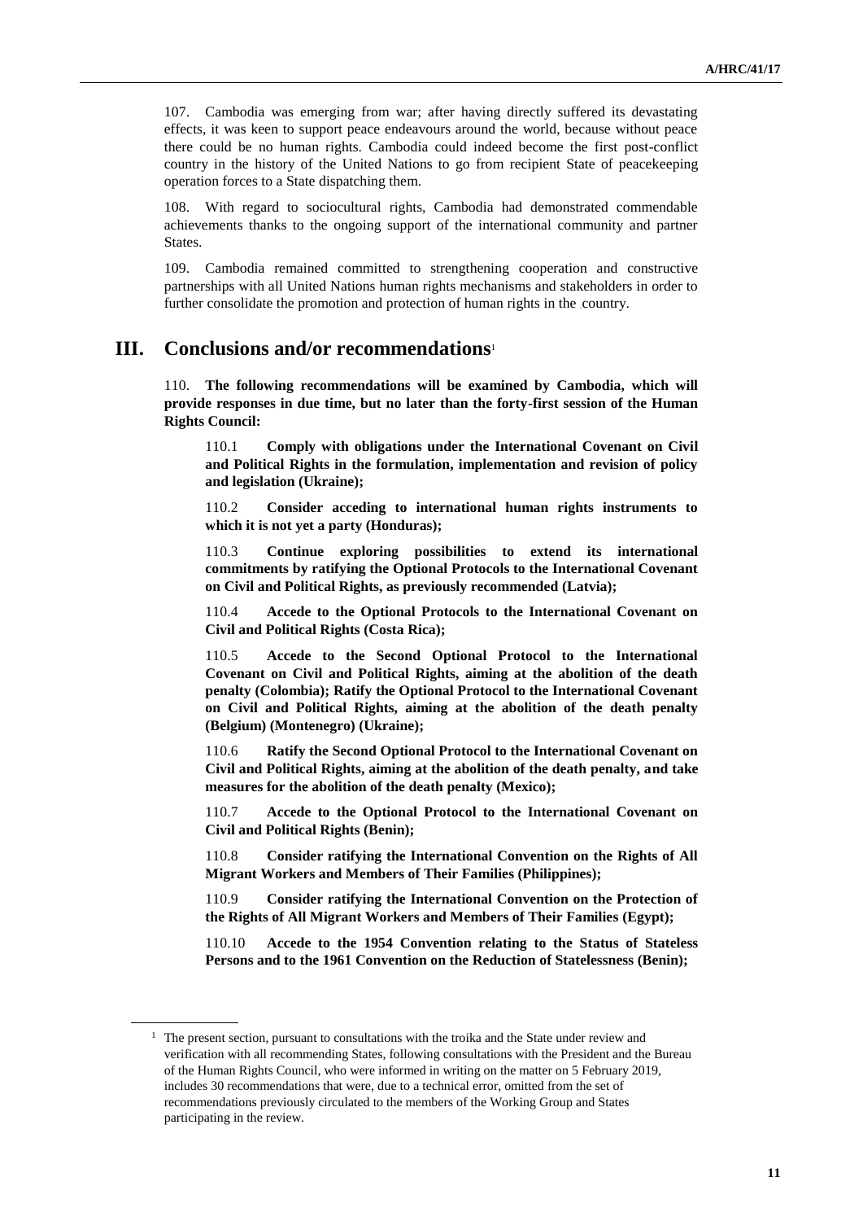107. Cambodia was emerging from war; after having directly suffered its devastating effects, it was keen to support peace endeavours around the world, because without peace there could be no human rights. Cambodia could indeed become the first post-conflict country in the history of the United Nations to go from recipient State of peacekeeping operation forces to a State dispatching them.

108. With regard to sociocultural rights, Cambodia had demonstrated commendable achievements thanks to the ongoing support of the international community and partner States.

109. Cambodia remained committed to strengthening cooperation and constructive partnerships with all United Nations human rights mechanisms and stakeholders in order to further consolidate the promotion and protection of human rights in the country.

## III. Conclusions and/or recommendations[1]

110. **The following recommendations will be examined by Cambodia, which will provide responses in due time, but no later than the forty-first session of the Human Rights Council:**

110.1 **Comply with obligations under the International Covenant on Civil and Political Rights in the formulation, implementation and revision of policy and legislation (Ukraine);**

110.2 **Consider acceding to international human rights instruments to which it is not yet a party (Honduras);**

110.3 **Continue exploring possibilities to extend its international commitments by ratifying the Optional Protocols to the International Covenant on Civil and Political Rights, as previously recommended (Latvia);**

110.4 **Accede to the Optional Protocols to the International Covenant on Civil and Political Rights (Costa Rica);**

110.5 **Accede to the Second Optional Protocol to the International Covenant on Civil and Political Rights, aiming at the abolition of the death penalty (Colombia); Ratify the Optional Protocol to the International Covenant on Civil and Political Rights, aiming at the abolition of the death penalty (Belgium) (Montenegro) (Ukraine);**

110.6 **Ratify the Second Optional Protocol to the International Covenant on Civil and Political Rights, aiming at the abolition of the death penalty, and take measures for the abolition of the death penalty (Mexico);**

110.7 **Accede to the Optional Protocol to the International Covenant on Civil and Political Rights (Benin);**

110.8 **Consider ratifying the International Convention on the Rights of All Migrant Workers and Members of Their Families (Philippines);**

110.9 **Consider ratifying the International Convention on the Protection of the Rights of All Migrant Workers and Members of Their Families (Egypt);**

110.10 **Accede to the 1954 Convention relating to the Status of Stateless Persons and to the 1961 Convention on the Reduction of Statelessness (Benin);**

[1] The present section, pursuant to consultations with the troika and the State under review and verification with all recommending States, following consultations with the President and the Bureau of the Human Rights Council, who were informed in writing on the matter on 5 February 2019, includes 30 recommendations that were, due to a technical error, omitted from the set of recommendations previously circulated to the members of the Working Group and States participating in the review.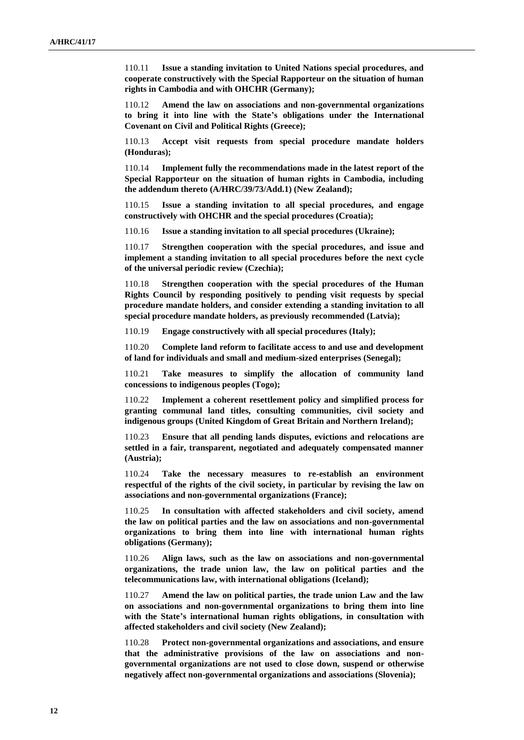110.11 **Issue a standing invitation to United Nations special procedures, and cooperate constructively with the Special Rapporteur on the situation of human rights in Cambodia and with OHCHR (Germany);**

110.12 **Amend the law on associations and non-governmental organizations to bring it into line with the State's obligations under the International Covenant on Civil and Political Rights (Greece);**

110.13 **Accept visit requests from special procedure mandate holders (Honduras);**

110.14 **Implement fully the recommendations made in the latest report of the Special Rapporteur on the situation of human rights in Cambodia, including the addendum thereto (A/HRC/39/73/Add.1) (New Zealand);**

110.15 **Issue a standing invitation to all special procedures, and engage constructively with OHCHR and the special procedures (Croatia);**

110.16 **Issue a standing invitation to all special procedures (Ukraine);**

110.17 **Strengthen cooperation with the special procedures, and issue and implement a standing invitation to all special procedures before the next cycle of the universal periodic review (Czechia);**

110.18 **Strengthen cooperation with the special procedures of the Human Rights Council by responding positively to pending visit requests by special procedure mandate holders, and consider extending a standing invitation to all special procedure mandate holders, as previously recommended (Latvia);**

110.19 **Engage constructively with all special procedures (Italy);**

110.20 **Complete land reform to facilitate access to and use and development of land for individuals and small and medium-sized enterprises (Senegal);**

110.21 **Take measures to simplify the allocation of community land concessions to indigenous peoples (Togo);**

110.22 **Implement a coherent resettlement policy and simplified process for granting communal land titles, consulting communities, civil society and indigenous groups (United Kingdom of Great Britain and Northern Ireland);**

110.23 **Ensure that all pending lands disputes, evictions and relocations are settled in a fair, transparent, negotiated and adequately compensated manner (Austria);**

110.24 **Take the necessary measures to re-establish an environment respectful of the rights of the civil society, in particular by revising the law on associations and non-governmental organizations (France);**

110.25 **In consultation with affected stakeholders and civil society, amend the law on political parties and the law on associations and non-governmental organizations to bring them into line with international human rights obligations (Germany);**

110.26 **Align laws, such as the law on associations and non-governmental organizations, the trade union law, the law on political parties and the telecommunications law, with international obligations (Iceland);**

110.27 **Amend the law on political parties, the trade union Law and the law on associations and non-governmental organizations to bring them into line with the State's international human rights obligations, in consultation with affected stakeholders and civil society (New Zealand);**

110.28 **Protect non-governmental organizations and associations, and ensure that the administrative provisions of the law on associations and non-governmental organizations are not used to close down, suspend or otherwise negatively affect non-governmental organizations and associations (Slovenia);**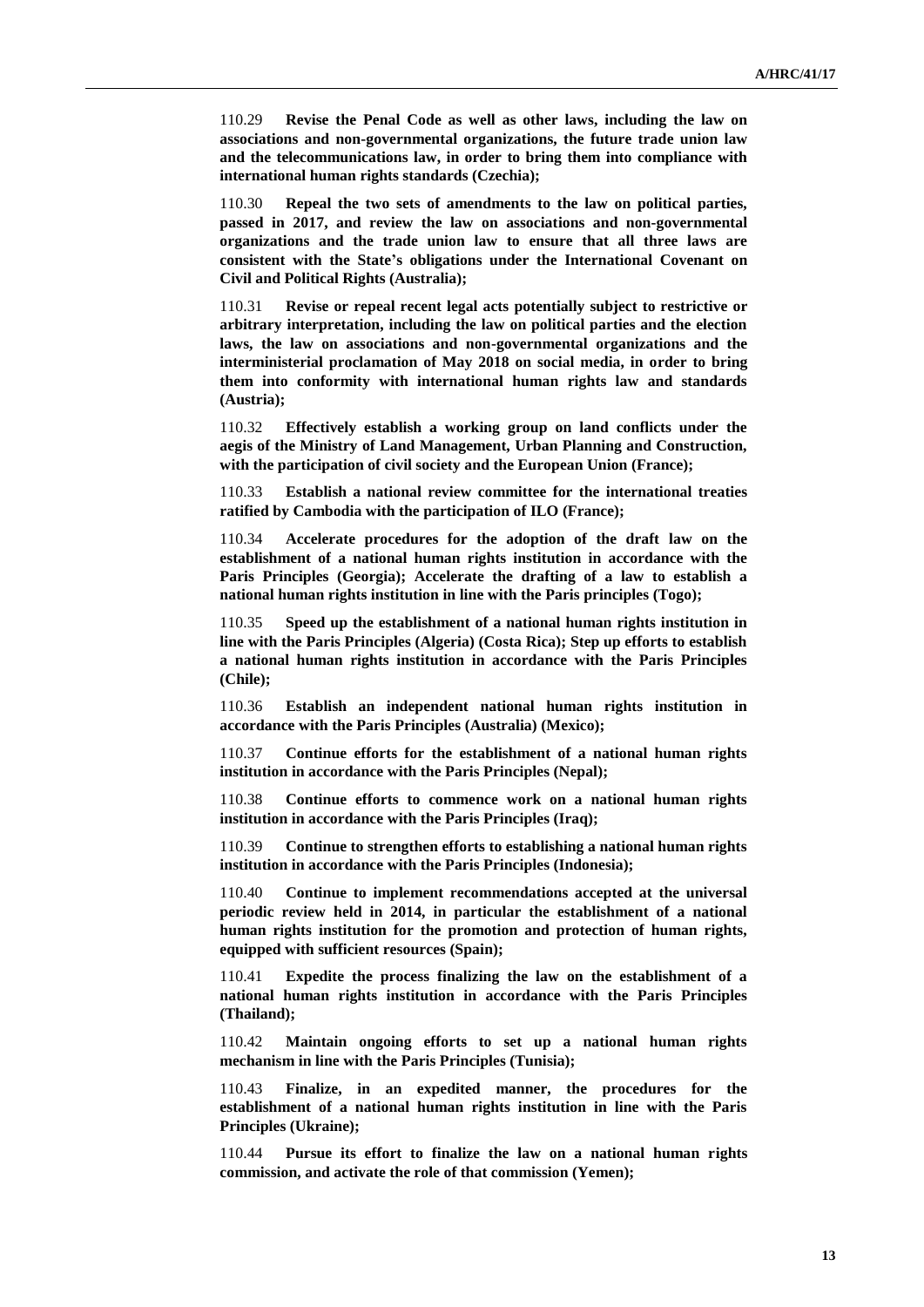110.29 **Revise the Penal Code as well as other laws, including the law on associations and non-governmental organizations, the future trade union law and the telecommunications law, in order to bring them into compliance with international human rights standards (Czechia);**

110.30 **Repeal the two sets of amendments to the law on political parties, passed in 2017, and review the law on associations and non-governmental organizations and the trade union law to ensure that all three laws are consistent with the State's obligations under the International Covenant on Civil and Political Rights (Australia);**

110.31 **Revise or repeal recent legal acts potentially subject to restrictive or arbitrary interpretation, including the law on political parties and the election laws, the law on associations and non-governmental organizations and the interministerial proclamation of May 2018 on social media, in order to bring them into conformity with international human rights law and standards (Austria);**

110.32 **Effectively establish a working group on land conflicts under the aegis of the Ministry of Land Management, Urban Planning and Construction, with the participation of civil society and the European Union (France);**

110.33 **Establish a national review committee for the international treaties ratified by Cambodia with the participation of ILO (France);**

110.34 **Accelerate procedures for the adoption of the draft law on the establishment of a national human rights institution in accordance with the Paris Principles (Georgia); Accelerate the drafting of a law to establish a national human rights institution in line with the Paris principles (Togo);**

110.35 **Speed up the establishment of a national human rights institution in line with the Paris Principles (Algeria) (Costa Rica); Step up efforts to establish a national human rights institution in accordance with the Paris Principles (Chile);**

110.36 **Establish an independent national human rights institution in accordance with the Paris Principles (Australia) (Mexico);**

110.37 **Continue efforts for the establishment of a national human rights institution in accordance with the Paris Principles (Nepal);**

110.38 **Continue efforts to commence work on a national human rights institution in accordance with the Paris Principles (Iraq);**

110.39 **Continue to strengthen efforts to establishing a national human rights institution in accordance with the Paris Principles (Indonesia);**

110.40 **Continue to implement recommendations accepted at the universal periodic review held in 2014, in particular the establishment of a national human rights institution for the promotion and protection of human rights, equipped with sufficient resources (Spain);**

110.41 **Expedite the process finalizing the law on the establishment of a national human rights institution in accordance with the Paris Principles (Thailand);**

110.42 **Maintain ongoing efforts to set up a national human rights mechanism in line with the Paris Principles (Tunisia);**

110.43 **Finalize, in an expedited manner, the procedures for the establishment of a national human rights institution in line with the Paris Principles (Ukraine);**

110.44 **Pursue its effort to finalize the law on a national human rights commission, and activate the role of that commission (Yemen);**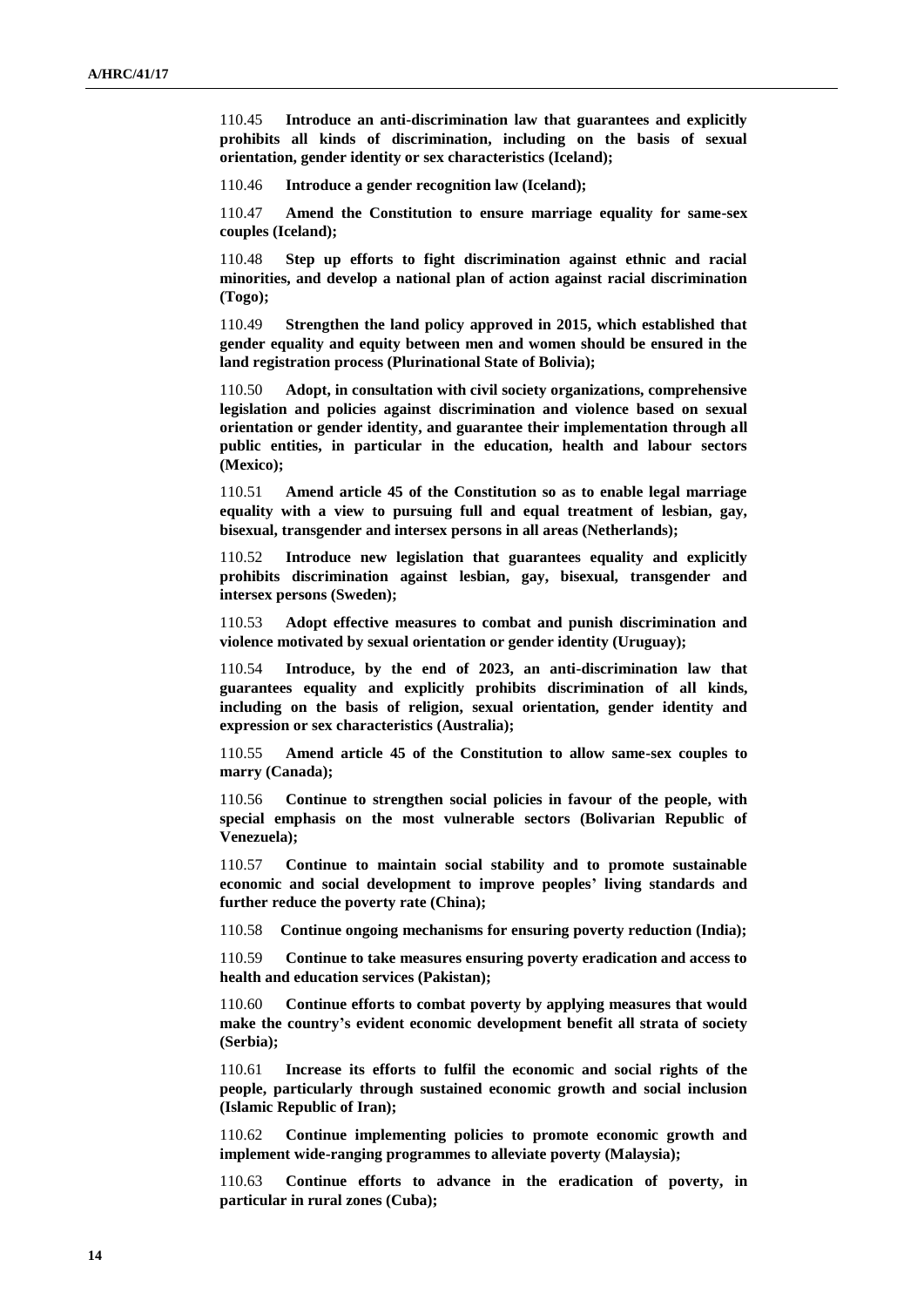110.45 **Introduce an anti-discrimination law that guarantees and explicitly prohibits all kinds of discrimination, including on the basis of sexual orientation, gender identity or sex characteristics (Iceland);**

110.46 **Introduce a gender recognition law (Iceland);**

110.47 **Amend the Constitution to ensure marriage equality for same-sex couples (Iceland);**

110.48 **Step up efforts to fight discrimination against ethnic and racial minorities, and develop a national plan of action against racial discrimination (Togo);**

110.49 **Strengthen the land policy approved in 2015, which established that gender equality and equity between men and women should be ensured in the land registration process (Plurinational State of Bolivia);**

110.50 **Adopt, in consultation with civil society organizations, comprehensive legislation and policies against discrimination and violence based on sexual orientation or gender identity, and guarantee their implementation through all public entities, in particular in the education, health and labour sectors (Mexico);**

110.51 **Amend article 45 of the Constitution so as to enable legal marriage equality with a view to pursuing full and equal treatment of lesbian, gay, bisexual, transgender and intersex persons in all areas (Netherlands);**

110.52 **Introduce new legislation that guarantees equality and explicitly prohibits discrimination against lesbian, gay, bisexual, transgender and intersex persons (Sweden);**

110.53 **Adopt effective measures to combat and punish discrimination and violence motivated by sexual orientation or gender identity (Uruguay);**

110.54 **Introduce, by the end of 2023, an anti-discrimination law that guarantees equality and explicitly prohibits discrimination of all kinds, including on the basis of religion, sexual orientation, gender identity and expression or sex characteristics (Australia);**

110.55 **Amend article 45 of the Constitution to allow same-sex couples to marry (Canada);**

110.56 **Continue to strengthen social policies in favour of the people, with special emphasis on the most vulnerable sectors (Bolivarian Republic of Venezuela);**

110.57 **Continue to maintain social stability and to promote sustainable economic and social development to improve peoples' living standards and further reduce the poverty rate (China);**

110.58 **Continue ongoing mechanisms for ensuring poverty reduction (India);**

110.59 **Continue to take measures ensuring poverty eradication and access to health and education services (Pakistan);**

110.60 **Continue efforts to combat poverty by applying measures that would make the country's evident economic development benefit all strata of society (Serbia);**

110.61 **Increase its efforts to fulfil the economic and social rights of the people, particularly through sustained economic growth and social inclusion (Islamic Republic of Iran);**

110.62 **Continue implementing policies to promote economic growth and implement wide-ranging programmes to alleviate poverty (Malaysia);**

110.63 **Continue efforts to advance in the eradication of poverty, in particular in rural zones (Cuba);**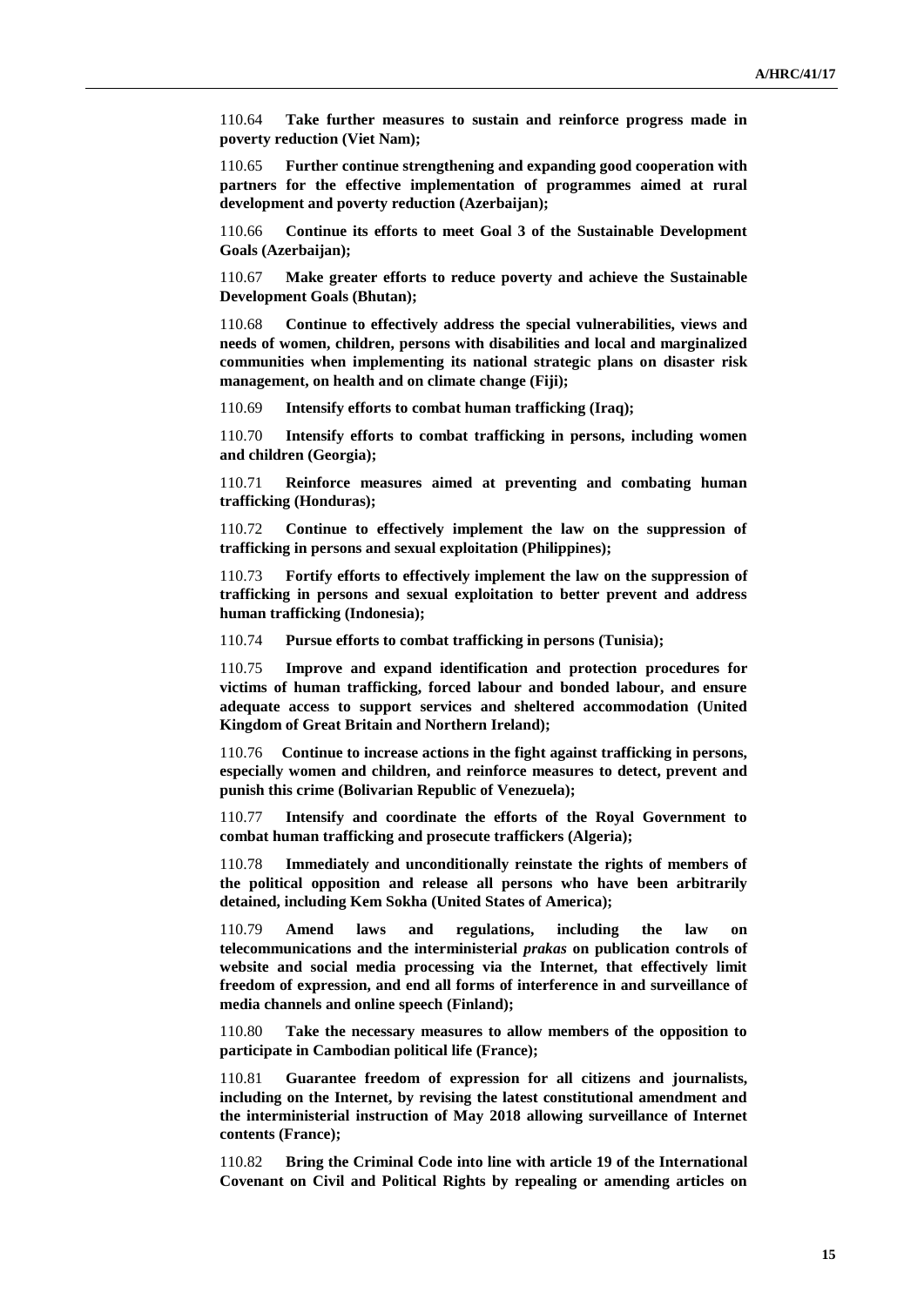110.64 **Take further measures to sustain and reinforce progress made in poverty reduction (Viet Nam);**

110.65 **Further continue strengthening and expanding good cooperation with partners for the effective implementation of programmes aimed at rural development and poverty reduction (Azerbaijan);**

110.66 **Continue its efforts to meet Goal 3 of the Sustainable Development Goals (Azerbaijan);**

110.67 **Make greater efforts to reduce poverty and achieve the Sustainable Development Goals (Bhutan);**

110.68 **Continue to effectively address the special vulnerabilities, views and needs of women, children, persons with disabilities and local and marginalized communities when implementing its national strategic plans on disaster risk management, on health and on climate change (Fiji);**

110.69 **Intensify efforts to combat human trafficking (Iraq);**

110.70 **Intensify efforts to combat trafficking in persons, including women and children (Georgia);**

110.71 **Reinforce measures aimed at preventing and combating human trafficking (Honduras);**

110.72 **Continue to effectively implement the law on the suppression of trafficking in persons and sexual exploitation (Philippines);**

110.73 **Fortify efforts to effectively implement the law on the suppression of trafficking in persons and sexual exploitation to better prevent and address human trafficking (Indonesia);**

110.74 **Pursue efforts to combat trafficking in persons (Tunisia);**

110.75 **Improve and expand identification and protection procedures for victims of human trafficking, forced labour and bonded labour, and ensure adequate access to support services and sheltered accommodation (United Kingdom of Great Britain and Northern Ireland);**

110.76 **Continue to increase actions in the fight against trafficking in persons, especially women and children, and reinforce measures to detect, prevent and punish this crime (Bolivarian Republic of Venezuela);**

110.77 **Intensify and coordinate the efforts of the Royal Government to combat human trafficking and prosecute traffickers (Algeria);**

110.78 **Immediately and unconditionally reinstate the rights of members of the political opposition and release all persons who have been arbitrarily detained, including Kem Sokha (United States of America);**

110.79 **Amend laws and regulations, including the law on telecommunications and the interministerial *prakas* on publication controls of website and social media processing via the Internet, that effectively limit freedom of expression, and end all forms of interference in and surveillance of media channels and online speech (Finland);**

110.80 **Take the necessary measures to allow members of the opposition to participate in Cambodian political life (France);**

110.81 **Guarantee freedom of expression for all citizens and journalists, including on the Internet, by revising the latest constitutional amendment and the interministerial instruction of May 2018 allowing surveillance of Internet contents (France);**

110.82 **Bring the Criminal Code into line with article 19 of the International Covenant on Civil and Political Rights by repealing or amending articles on**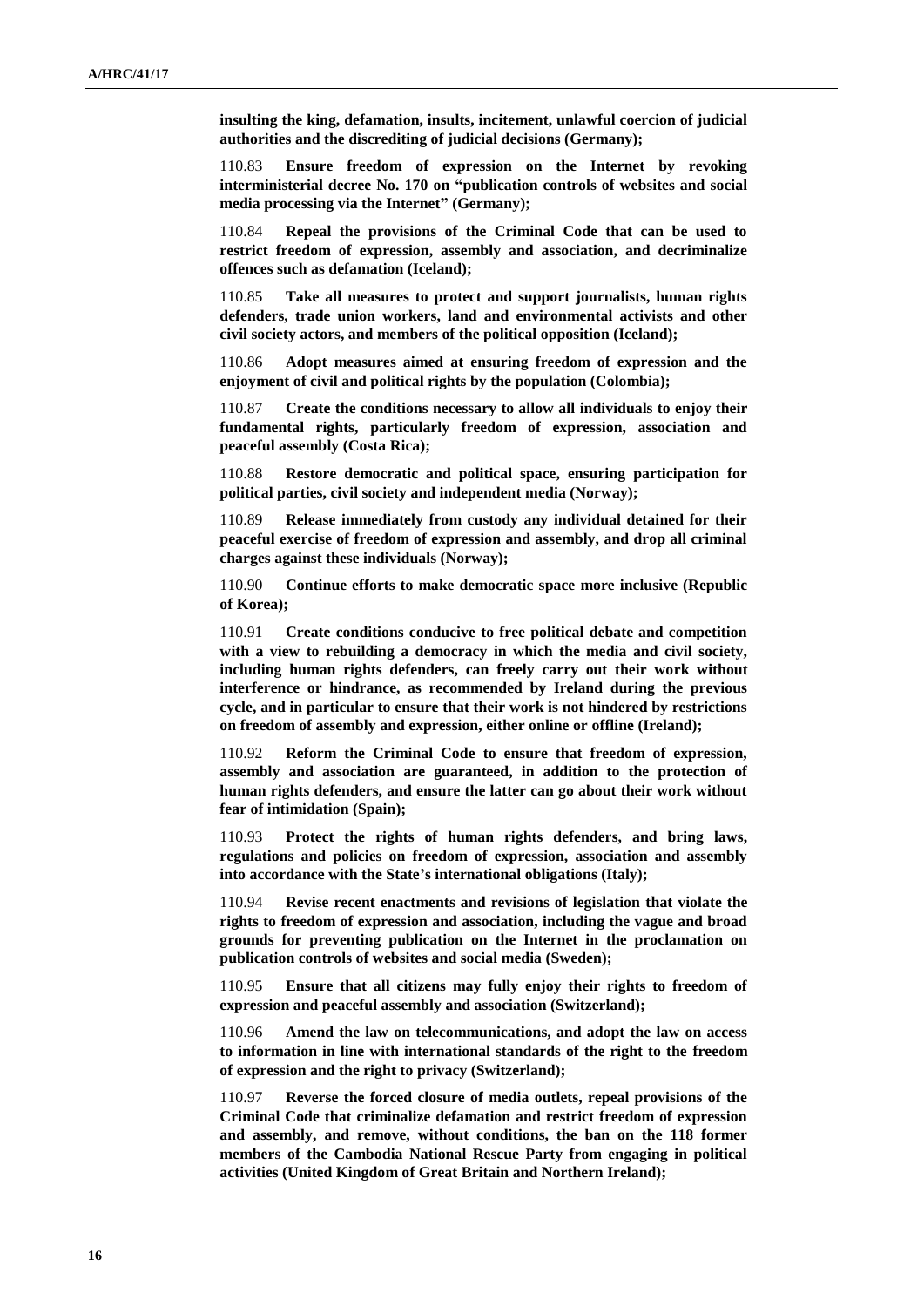**insulting the king, defamation, insults, incitement, unlawful coercion of judicial authorities and the discrediting of judicial decisions (Germany);**

110.83 **Ensure freedom of expression on the Internet by revoking interministerial decree No. 170 on "publication controls of websites and social media processing via the Internet" (Germany);**

110.84 **Repeal the provisions of the Criminal Code that can be used to restrict freedom of expression, assembly and association, and decriminalize offences such as defamation (Iceland);**

110.85 **Take all measures to protect and support journalists, human rights defenders, trade union workers, land and environmental activists and other civil society actors, and members of the political opposition (Iceland);**

110.86 **Adopt measures aimed at ensuring freedom of expression and the enjoyment of civil and political rights by the population (Colombia);**

110.87 **Create the conditions necessary to allow all individuals to enjoy their fundamental rights, particularly freedom of expression, association and peaceful assembly (Costa Rica);**

110.88 **Restore democratic and political space, ensuring participation for political parties, civil society and independent media (Norway);**

110.89 **Release immediately from custody any individual detained for their peaceful exercise of freedom of expression and assembly, and drop all criminal charges against these individuals (Norway);**

110.90 **Continue efforts to make democratic space more inclusive (Republic of Korea);**

110.91 **Create conditions conducive to free political debate and competition with a view to rebuilding a democracy in which the media and civil society, including human rights defenders, can freely carry out their work without interference or hindrance, as recommended by Ireland during the previous cycle, and in particular to ensure that their work is not hindered by restrictions on freedom of assembly and expression, either online or offline (Ireland);**

110.92 **Reform the Criminal Code to ensure that freedom of expression, assembly and association are guaranteed, in addition to the protection of human rights defenders, and ensure the latter can go about their work without fear of intimidation (Spain);**

110.93 **Protect the rights of human rights defenders, and bring laws, regulations and policies on freedom of expression, association and assembly into accordance with the State's international obligations (Italy);**

110.94 **Revise recent enactments and revisions of legislation that violate the rights to freedom of expression and association, including the vague and broad grounds for preventing publication on the Internet in the proclamation on publication controls of websites and social media (Sweden);**

110.95 **Ensure that all citizens may fully enjoy their rights to freedom of expression and peaceful assembly and association (Switzerland);**

110.96 **Amend the law on telecommunications, and adopt the law on access to information in line with international standards of the right to the freedom of expression and the right to privacy (Switzerland);**

110.97 **Reverse the forced closure of media outlets, repeal provisions of the Criminal Code that criminalize defamation and restrict freedom of expression and assembly, and remove, without conditions, the ban on the 118 former members of the Cambodia National Rescue Party from engaging in political activities (United Kingdom of Great Britain and Northern Ireland);**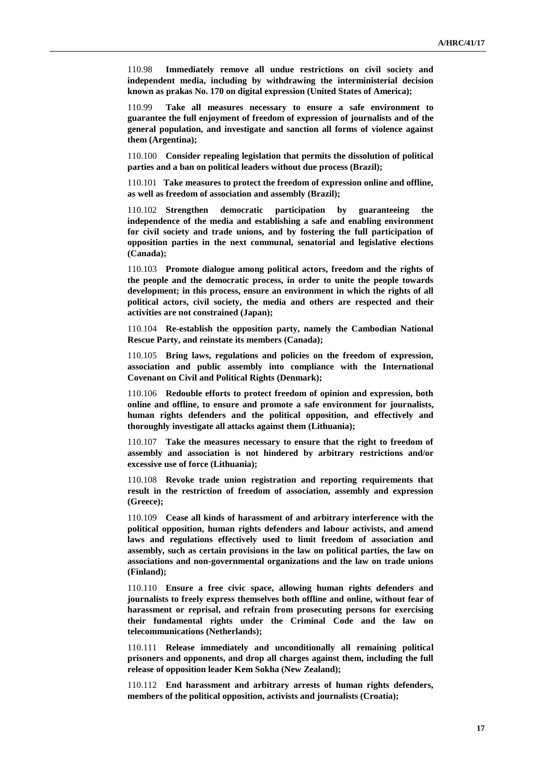110.98 **Immediately remove all undue restrictions on civil society and independent media, including by withdrawing the interministerial decision known as prakas No. 170 on digital expression (United States of America);**

110.99 **Take all measures necessary to ensure a safe environment to guarantee the full enjoyment of freedom of expression of journalists and of the general population, and investigate and sanction all forms of violence against them (Argentina);**

110.100 **Consider repealing legislation that permits the dissolution of political parties and a ban on political leaders without due process (Brazil);**

110.101 **Take measures to protect the freedom of expression online and offline, as well as freedom of association and assembly (Brazil);**

110.102 **Strengthen democratic participation by guaranteeing the independence of the media and establishing a safe and enabling environment for civil society and trade unions, and by fostering the full participation of opposition parties in the next communal, senatorial and legislative elections (Canada);**

110.103 **Promote dialogue among political actors, freedom and the rights of the people and the democratic process, in order to unite the people towards development; in this process, ensure an environment in which the rights of all political actors, civil society, the media and others are respected and their activities are not constrained (Japan);**

110.104 **Re-establish the opposition party, namely the Cambodian National Rescue Party, and reinstate its members (Canada);**

110.105 **Bring laws, regulations and policies on the freedom of expression, association and public assembly into compliance with the International Covenant on Civil and Political Rights (Denmark);**

110.106 **Redouble efforts to protect freedom of opinion and expression, both online and offline, to ensure and promote a safe environment for journalists, human rights defenders and the political opposition, and effectively and thoroughly investigate all attacks against them (Lithuania);**

110.107 **Take the measures necessary to ensure that the right to freedom of assembly and association is not hindered by arbitrary restrictions and/or excessive use of force (Lithuania);**

110.108 **Revoke trade union registration and reporting requirements that result in the restriction of freedom of association, assembly and expression (Greece);**

110.109 **Cease all kinds of harassment of and arbitrary interference with the political opposition, human rights defenders and labour activists, and amend laws and regulations effectively used to limit freedom of association and assembly, such as certain provisions in the law on political parties, the law on associations and non-governmental organizations and the law on trade unions (Finland);**

110.110 **Ensure a free civic space, allowing human rights defenders and journalists to freely express themselves both offline and online, without fear of harassment or reprisal, and refrain from prosecuting persons for exercising their fundamental rights under the Criminal Code and the law on telecommunications (Netherlands);**

110.111 **Release immediately and unconditionally all remaining political prisoners and opponents, and drop all charges against them, including the full release of opposition leader Kem Sokha (New Zealand);**

110.112 **End harassment and arbitrary arrests of human rights defenders, members of the political opposition, activists and journalists (Croatia);**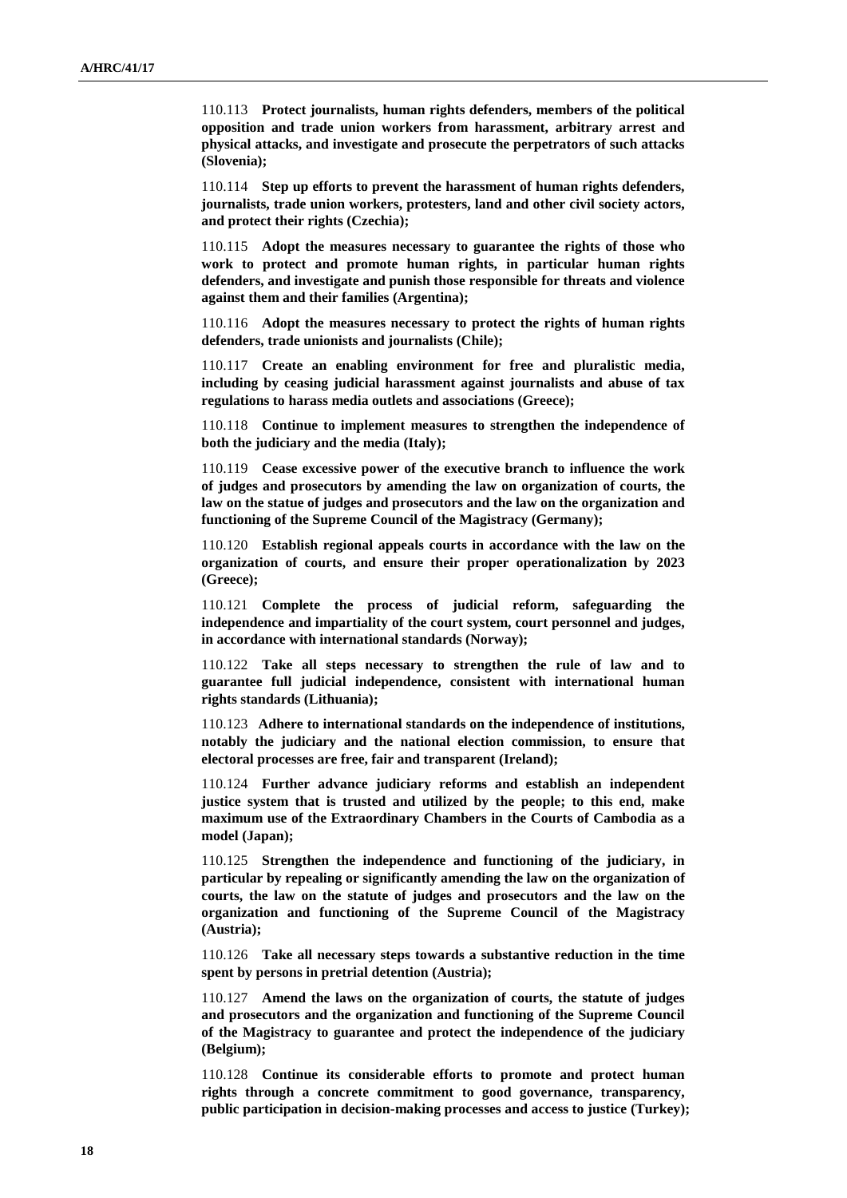110.113 **Protect journalists, human rights defenders, members of the political opposition and trade union workers from harassment, arbitrary arrest and physical attacks, and investigate and prosecute the perpetrators of such attacks (Slovenia);**

110.114 **Step up efforts to prevent the harassment of human rights defenders, journalists, trade union workers, protesters, land and other civil society actors, and protect their rights (Czechia);**

110.115 **Adopt the measures necessary to guarantee the rights of those who work to protect and promote human rights, in particular human rights defenders, and investigate and punish those responsible for threats and violence against them and their families (Argentina);**

110.116 **Adopt the measures necessary to protect the rights of human rights defenders, trade unionists and journalists (Chile);**

110.117 **Create an enabling environment for free and pluralistic media, including by ceasing judicial harassment against journalists and abuse of tax regulations to harass media outlets and associations (Greece);**

110.118 **Continue to implement measures to strengthen the independence of both the judiciary and the media (Italy);**

110.119 **Cease excessive power of the executive branch to influence the work of judges and prosecutors by amending the law on organization of courts, the law on the statue of judges and prosecutors and the law on the organization and functioning of the Supreme Council of the Magistracy (Germany);**

110.120 **Establish regional appeals courts in accordance with the law on the organization of courts, and ensure their proper operationalization by 2023 (Greece);**

110.121 **Complete the process of judicial reform, safeguarding the independence and impartiality of the court system, court personnel and judges, in accordance with international standards (Norway);**

110.122 **Take all steps necessary to strengthen the rule of law and to guarantee full judicial independence, consistent with international human rights standards (Lithuania);**

110.123 **Adhere to international standards on the independence of institutions, notably the judiciary and the national election commission, to ensure that electoral processes are free, fair and transparent (Ireland);**

110.124 **Further advance judiciary reforms and establish an independent justice system that is trusted and utilized by the people; to this end, make maximum use of the Extraordinary Chambers in the Courts of Cambodia as a model (Japan);**

110.125 **Strengthen the independence and functioning of the judiciary, in particular by repealing or significantly amending the law on the organization of courts, the law on the statute of judges and prosecutors and the law on the organization and functioning of the Supreme Council of the Magistracy (Austria);**

110.126 **Take all necessary steps towards a substantive reduction in the time spent by persons in pretrial detention (Austria);**

110.127 **Amend the laws on the organization of courts, the statute of judges and prosecutors and the organization and functioning of the Supreme Council of the Magistracy to guarantee and protect the independence of the judiciary (Belgium);**

110.128 **Continue its considerable efforts to promote and protect human rights through a concrete commitment to good governance, transparency, public participation in decision-making processes and access to justice (Turkey);**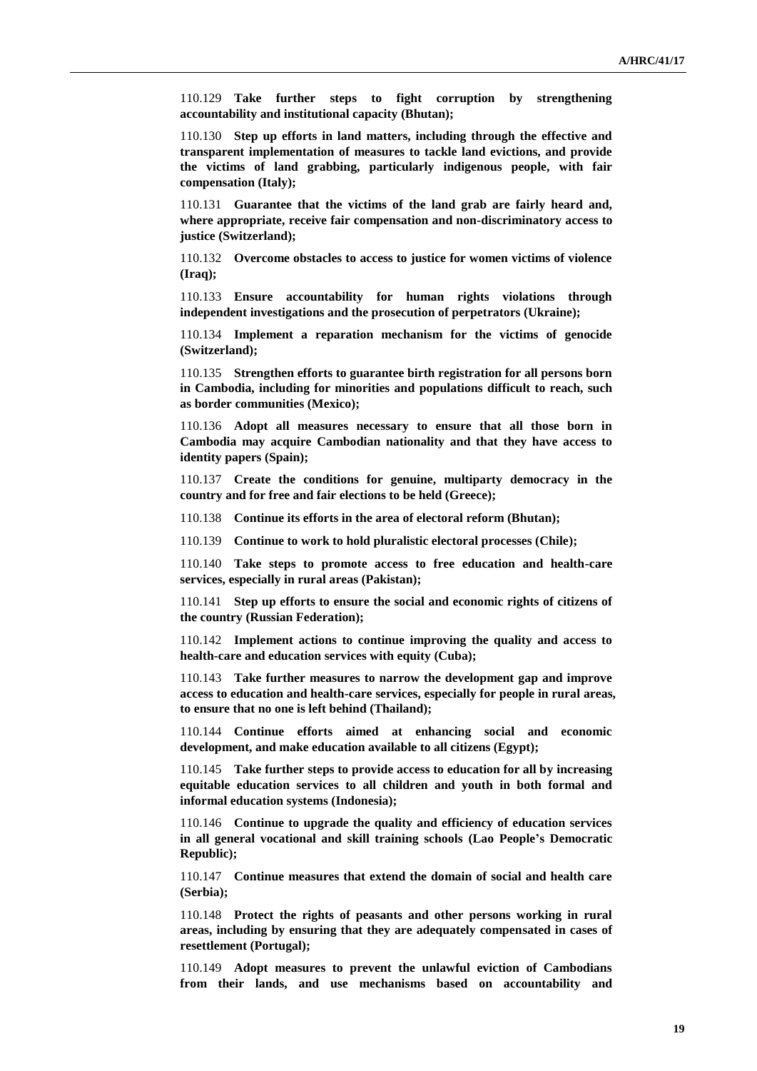110.129 **Take further steps to fight corruption by strengthening accountability and institutional capacity (Bhutan);**

110.130 **Step up efforts in land matters, including through the effective and transparent implementation of measures to tackle land evictions, and provide the victims of land grabbing, particularly indigenous people, with fair compensation (Italy);**

110.131 **Guarantee that the victims of the land grab are fairly heard and, where appropriate, receive fair compensation and non-discriminatory access to justice (Switzerland);**

110.132 **Overcome obstacles to access to justice for women victims of violence (Iraq);**

110.133 **Ensure accountability for human rights violations through independent investigations and the prosecution of perpetrators (Ukraine);**

110.134 **Implement a reparation mechanism for the victims of genocide (Switzerland);**

110.135 **Strengthen efforts to guarantee birth registration for all persons born in Cambodia, including for minorities and populations difficult to reach, such as border communities (Mexico);**

110.136 **Adopt all measures necessary to ensure that all those born in Cambodia may acquire Cambodian nationality and that they have access to identity papers (Spain);**

110.137 **Create the conditions for genuine, multiparty democracy in the country and for free and fair elections to be held (Greece);**

110.138 **Continue its efforts in the area of electoral reform (Bhutan);**

110.139 **Continue to work to hold pluralistic electoral processes (Chile);**

110.140 **Take steps to promote access to free education and health-care services, especially in rural areas (Pakistan);**

110.141 **Step up efforts to ensure the social and economic rights of citizens of the country (Russian Federation);**

110.142 **Implement actions to continue improving the quality and access to health-care and education services with equity (Cuba);**

110.143 **Take further measures to narrow the development gap and improve access to education and health-care services, especially for people in rural areas, to ensure that no one is left behind (Thailand);**

110.144 **Continue efforts aimed at enhancing social and economic development, and make education available to all citizens (Egypt);**

110.145 **Take further steps to provide access to education for all by increasing equitable education services to all children and youth in both formal and informal education systems (Indonesia);**

110.146 **Continue to upgrade the quality and efficiency of education services in all general vocational and skill training schools (Lao People's Democratic Republic);**

110.147 **Continue measures that extend the domain of social and health care (Serbia);**

110.148 **Protect the rights of peasants and other persons working in rural areas, including by ensuring that they are adequately compensated in cases of resettlement (Portugal);**

110.149 **Adopt measures to prevent the unlawful eviction of Cambodians from their lands, and use mechanisms based on accountability and**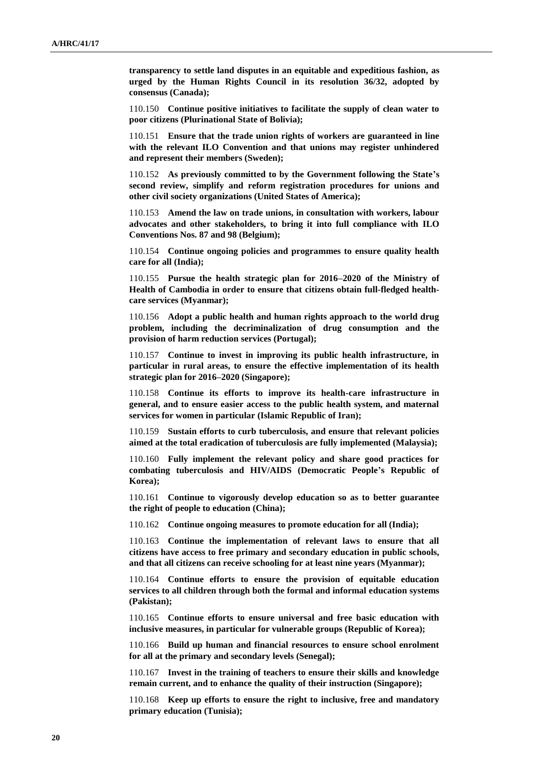**transparency to settle land disputes in an equitable and expeditious fashion, as urged by the Human Rights Council in its resolution 36/32, adopted by consensus (Canada);**

110.150 **Continue positive initiatives to facilitate the supply of clean water to poor citizens (Plurinational State of Bolivia);**

110.151 **Ensure that the trade union rights of workers are guaranteed in line with the relevant ILO Convention and that unions may register unhindered and represent their members (Sweden);**

110.152 **As previously committed to by the Government following the State's second review, simplify and reform registration procedures for unions and other civil society organizations (United States of America);**

110.153 **Amend the law on trade unions, in consultation with workers, labour advocates and other stakeholders, to bring it into full compliance with ILO Conventions Nos. 87 and 98 (Belgium);**

110.154 **Continue ongoing policies and programmes to ensure quality health care for all (India);**

110.155 **Pursue the health strategic plan for 2016–2020 of the Ministry of Health of Cambodia in order to ensure that citizens obtain full-fledged health-care services (Myanmar);**

110.156 **Adopt a public health and human rights approach to the world drug problem, including the decriminalization of drug consumption and the provision of harm reduction services (Portugal);**

110.157 **Continue to invest in improving its public health infrastructure, in particular in rural areas, to ensure the effective implementation of its health strategic plan for 2016–2020 (Singapore);**

110.158 **Continue its efforts to improve its health-care infrastructure in general, and to ensure easier access to the public health system, and maternal services for women in particular (Islamic Republic of Iran);**

110.159 **Sustain efforts to curb tuberculosis, and ensure that relevant policies aimed at the total eradication of tuberculosis are fully implemented (Malaysia);**

110.160 **Fully implement the relevant policy and share good practices for combating tuberculosis and HIV/AIDS (Democratic People's Republic of Korea);**

110.161 **Continue to vigorously develop education so as to better guarantee the right of people to education (China);**

110.162 **Continue ongoing measures to promote education for all (India);**

110.163 **Continue the implementation of relevant laws to ensure that all citizens have access to free primary and secondary education in public schools, and that all citizens can receive schooling for at least nine years (Myanmar);**

110.164 **Continue efforts to ensure the provision of equitable education services to all children through both the formal and informal education systems (Pakistan);**

110.165 **Continue efforts to ensure universal and free basic education with inclusive measures, in particular for vulnerable groups (Republic of Korea);**

110.166 **Build up human and financial resources to ensure school enrolment for all at the primary and secondary levels (Senegal);**

110.167 **Invest in the training of teachers to ensure their skills and knowledge remain current, and to enhance the quality of their instruction (Singapore);**

110.168 **Keep up efforts to ensure the right to inclusive, free and mandatory primary education (Tunisia);**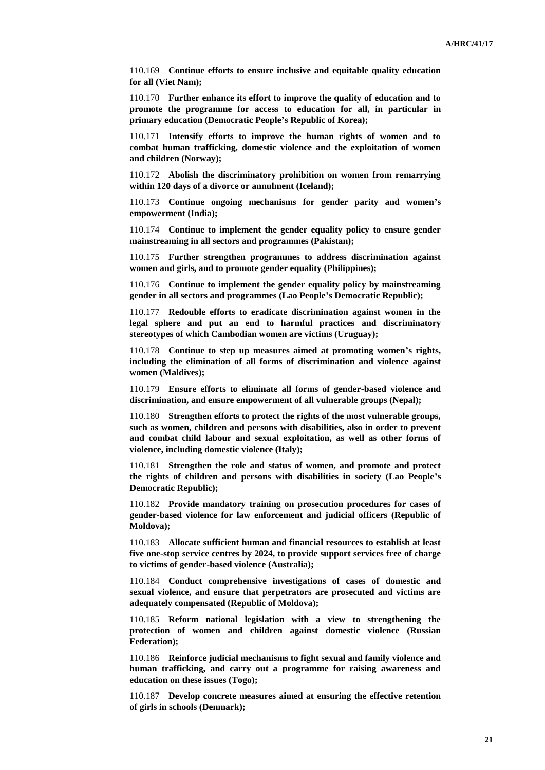110.169 **Continue efforts to ensure inclusive and equitable quality education for all (Viet Nam);**

110.170 **Further enhance its effort to improve the quality of education and to promote the programme for access to education for all, in particular in primary education (Democratic People's Republic of Korea);**

110.171 **Intensify efforts to improve the human rights of women and to combat human trafficking, domestic violence and the exploitation of women and children (Norway);**

110.172 **Abolish the discriminatory prohibition on women from remarrying within 120 days of a divorce or annulment (Iceland);**

110.173 **Continue ongoing mechanisms for gender parity and women's empowerment (India);**

110.174 **Continue to implement the gender equality policy to ensure gender mainstreaming in all sectors and programmes (Pakistan);**

110.175 **Further strengthen programmes to address discrimination against women and girls, and to promote gender equality (Philippines);**

110.176 **Continue to implement the gender equality policy by mainstreaming gender in all sectors and programmes (Lao People's Democratic Republic);**

110.177 **Redouble efforts to eradicate discrimination against women in the legal sphere and put an end to harmful practices and discriminatory stereotypes of which Cambodian women are victims (Uruguay);**

110.178 **Continue to step up measures aimed at promoting women's rights, including the elimination of all forms of discrimination and violence against women (Maldives);**

110.179 **Ensure efforts to eliminate all forms of gender-based violence and discrimination, and ensure empowerment of all vulnerable groups (Nepal);**

110.180 **Strengthen efforts to protect the rights of the most vulnerable groups, such as women, children and persons with disabilities, also in order to prevent and combat child labour and sexual exploitation, as well as other forms of violence, including domestic violence (Italy);**

110.181 **Strengthen the role and status of women, and promote and protect the rights of children and persons with disabilities in society (Lao People's Democratic Republic);**

110.182 **Provide mandatory training on prosecution procedures for cases of gender-based violence for law enforcement and judicial officers (Republic of Moldova);**

110.183 **Allocate sufficient human and financial resources to establish at least five one-stop service centres by 2024, to provide support services free of charge to victims of gender-based violence (Australia);**

110.184 **Conduct comprehensive investigations of cases of domestic and sexual violence, and ensure that perpetrators are prosecuted and victims are adequately compensated (Republic of Moldova);**

110.185 **Reform national legislation with a view to strengthening the protection of women and children against domestic violence (Russian Federation);**

110.186 **Reinforce judicial mechanisms to fight sexual and family violence and human trafficking, and carry out a programme for raising awareness and education on these issues (Togo);**

110.187 **Develop concrete measures aimed at ensuring the effective retention of girls in schools (Denmark);**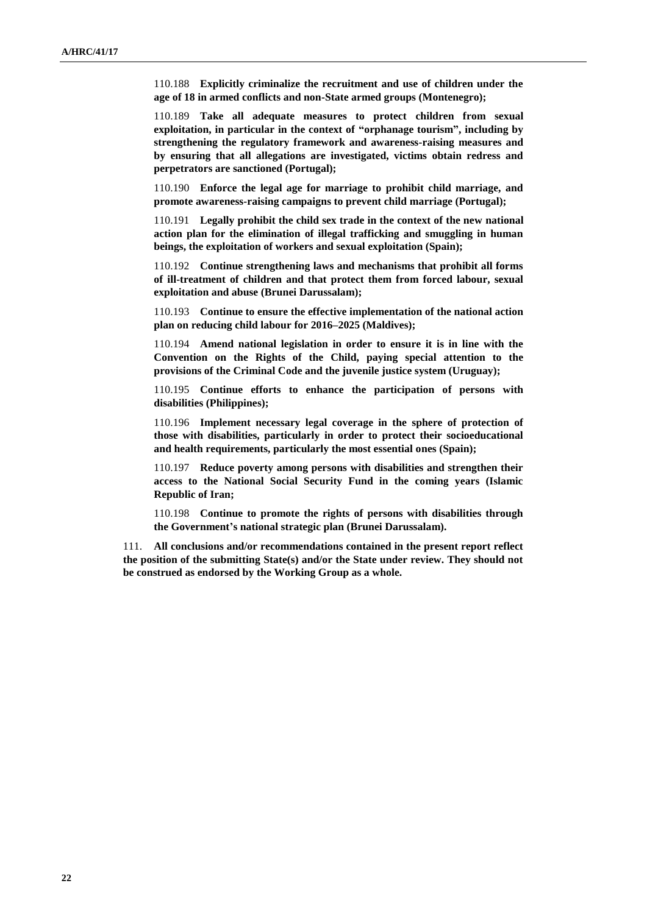110.188 **Explicitly criminalize the recruitment and use of children under the age of 18 in armed conflicts and non-State armed groups (Montenegro);**

110.189 **Take all adequate measures to protect children from sexual exploitation, in particular in the context of "orphanage tourism", including by strengthening the regulatory framework and awareness-raising measures and by ensuring that all allegations are investigated, victims obtain redress and perpetrators are sanctioned (Portugal);**

110.190 **Enforce the legal age for marriage to prohibit child marriage, and promote awareness-raising campaigns to prevent child marriage (Portugal);**

110.191 **Legally prohibit the child sex trade in the context of the new national action plan for the elimination of illegal trafficking and smuggling in human beings, the exploitation of workers and sexual exploitation (Spain);**

110.192 **Continue strengthening laws and mechanisms that prohibit all forms of ill-treatment of children and that protect them from forced labour, sexual exploitation and abuse (Brunei Darussalam);**

110.193 **Continue to ensure the effective implementation of the national action plan on reducing child labour for 2016–2025 (Maldives);**

110.194 **Amend national legislation in order to ensure it is in line with the Convention on the Rights of the Child, paying special attention to the provisions of the Criminal Code and the juvenile justice system (Uruguay);**

110.195 **Continue efforts to enhance the participation of persons with disabilities (Philippines);**

110.196 **Implement necessary legal coverage in the sphere of protection of those with disabilities, particularly in order to protect their socioeducational and health requirements, particularly the most essential ones (Spain);**

110.197 **Reduce poverty among persons with disabilities and strengthen their access to the National Social Security Fund in the coming years (Islamic Republic of Iran;**

110.198 **Continue to promote the rights of persons with disabilities through the Government's national strategic plan (Brunei Darussalam).**

111. **All conclusions and/or recommendations contained in the present report reflect the position of the submitting State(s) and/or the State under review. They should not be construed as endorsed by the Working Group as a whole.**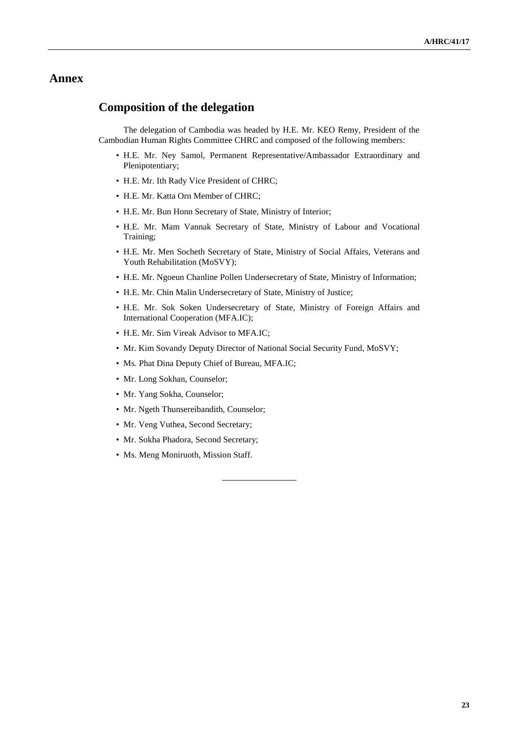# Annex

## Composition of the delegation

The delegation of Cambodia was headed by H.E. Mr. KEO Remy, President of the Cambodian Human Rights Committee CHRC and composed of the following members:

- H.E. Mr. Ney Samol, Permanent Representative/Ambassador Extraordinary and Plenipotentiary;
- H.E. Mr. Ith Rady Vice President of CHRC;
- H.E. Mr. Katta Orn Member of CHRC;
- H.E. Mr. Bun Honn Secretary of State, Ministry of Interior;
- H.E. Mr. Mam Vannak Secretary of State, Ministry of Labour and Vocational Training;
- H.E. Mr. Men Socheth Secretary of State, Ministry of Social Affairs, Veterans and Youth Rehabilitation (MoSVY);
- H.E. Mr. Ngoeun Chanline Pollen Undersecretary of State, Ministry of Information;
- H.E. Mr. Chin Malin Undersecretary of State, Ministry of Justice;
- H.E. Mr. Sok Soken Undersecretary of State, Ministry of Foreign Affairs and International Cooperation (MFA.IC);
- H.E. Mr. Sim Vireak Advisor to MFA.IC;
- Mr. Kim Sovandy Deputy Director of National Social Security Fund, MoSVY;
- Ms. Phat Dina Deputy Chief of Bureau, MFA.IC;
- Mr. Long Sokhan, Counselor;
- Mr. Yang Sokha, Counselor;
- Mr. Ngeth Thunsereibandith, Counselor;
- Mr. Veng Vuthea, Second Secretary;
- Mr. Sokha Phadora, Second Secretary;
- Ms. Meng Moniruoth, Mission Staff.